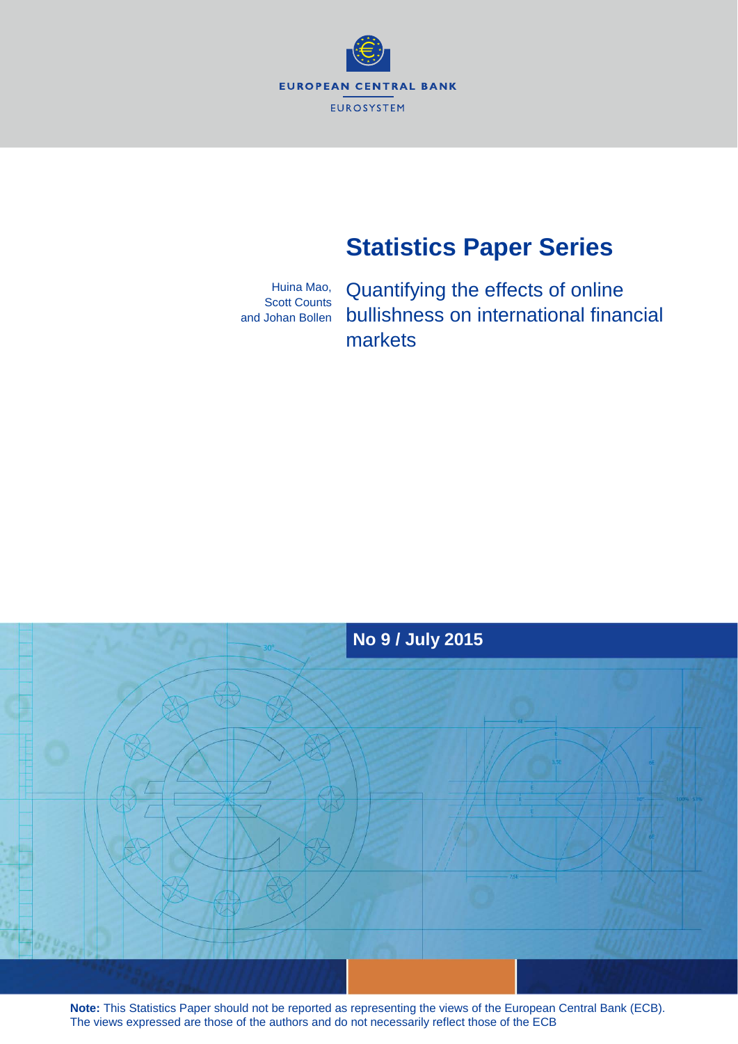EUROPEAN CENTRAL BANK

EUROSYSTEM

# Statistics Paper Series

Huina Mao,
Scott Counts
and Johan Bollen

## Quantifying the effects of online bullishness on international financial markets

**No 9 / July 2015**

**Note:** This Statistics Paper should not be reported as representing the views of the European Central Bank (ECB). The views expressed are those of the authors and do not necessarily reflect those of the ECB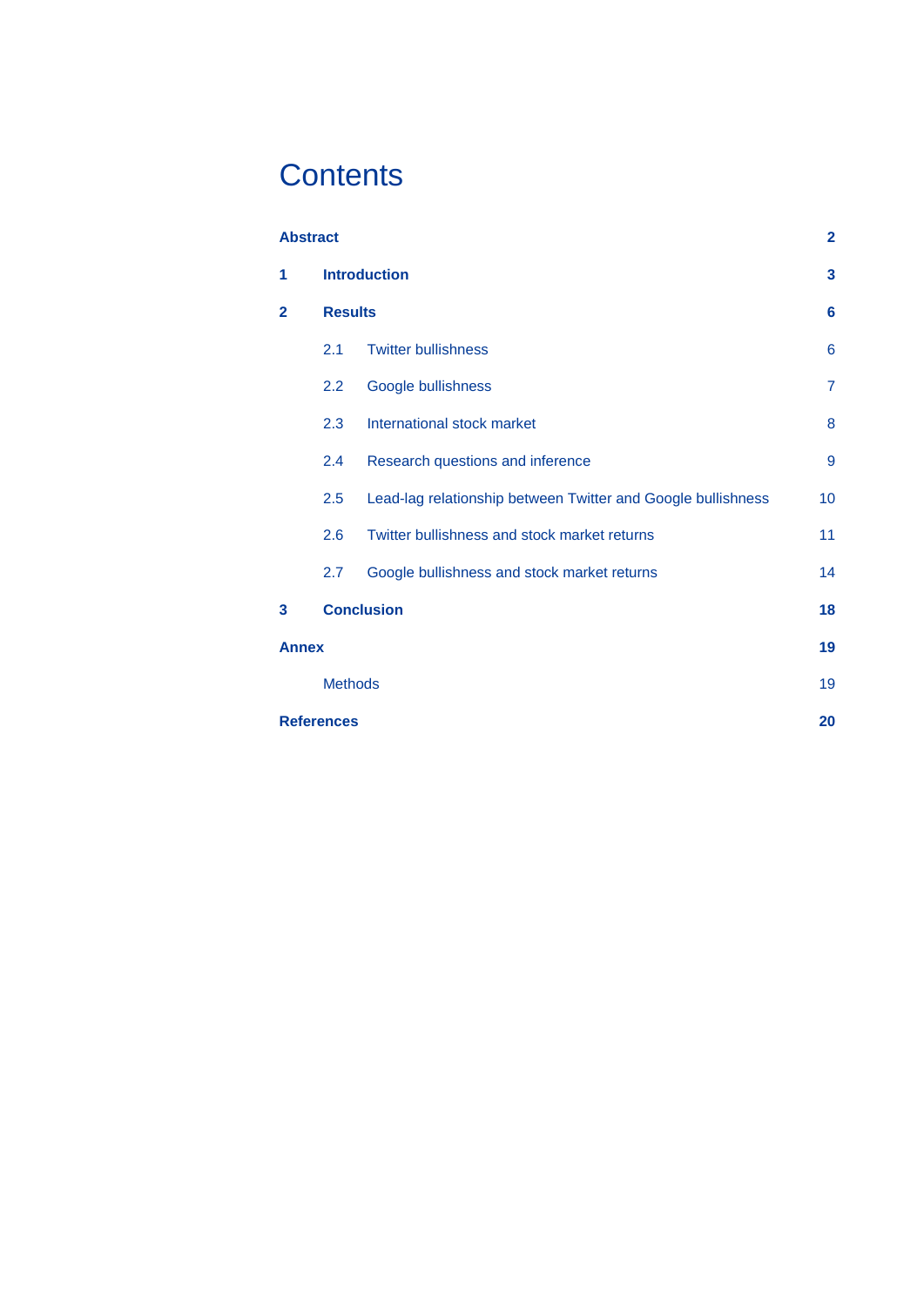# Contents

| | | |
|---|---|---|
| **Abstract** | | **2** |
| **1** | **Introduction** | **3** |
| **2** | **Results** | **6** |
| 2.1 | Twitter bullishness | 6 |
| 2.2 | Google bullishness | 7 |
| 2.3 | International stock market | 8 |
| 2.4 | Research questions and inference | 9 |
| 2.5 | Lead-lag relationship between Twitter and Google bullishness | 10 |
| 2.6 | Twitter bullishness and stock market returns | 11 |
| 2.7 | Google bullishness and stock market returns | 14 |
| **3** | **Conclusion** | **18** |
| **Annex** | | **19** |
| | Methods | 19 |
| **References** | | **20** |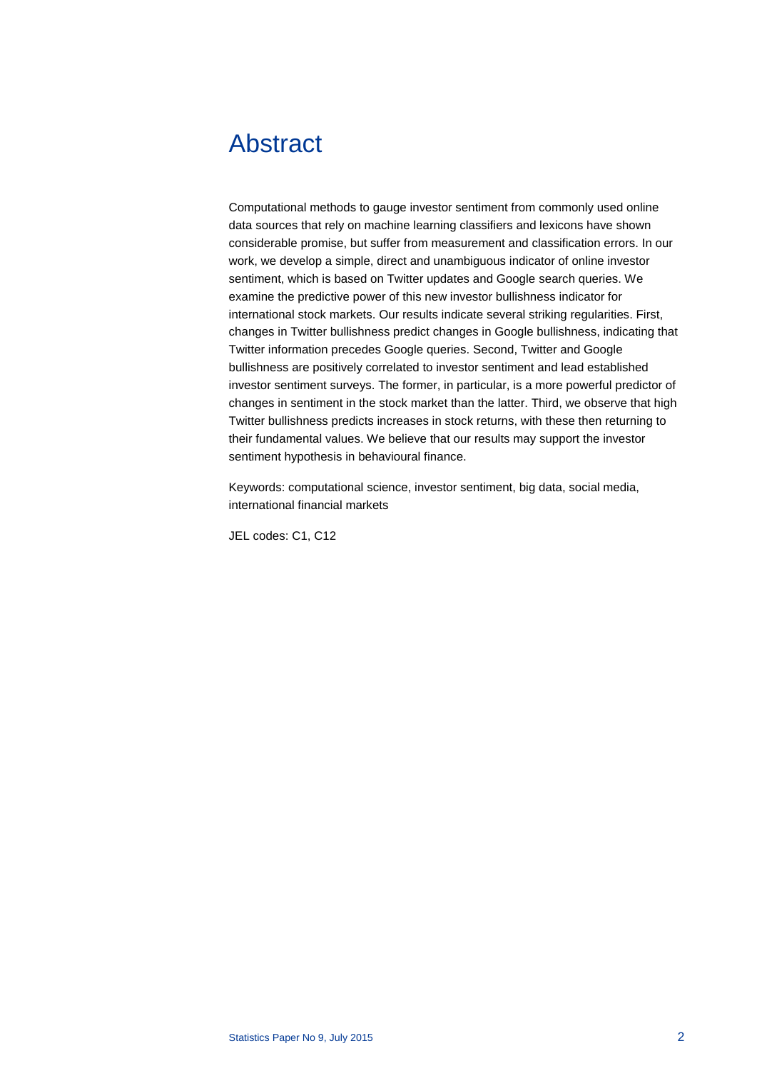# Abstract

Computational methods to gauge investor sentiment from commonly used online data sources that rely on machine learning classifiers and lexicons have shown considerable promise, but suffer from measurement and classification errors. In our work, we develop a simple, direct and unambiguous indicator of online investor sentiment, which is based on Twitter updates and Google search queries. We examine the predictive power of this new investor bullishness indicator for international stock markets. Our results indicate several striking regularities. First, changes in Twitter bullishness predict changes in Google bullishness, indicating that Twitter information precedes Google queries. Second, Twitter and Google bullishness are positively correlated to investor sentiment and lead established investor sentiment surveys. The former, in particular, is a more powerful predictor of changes in sentiment in the stock market than the latter. Third, we observe that high Twitter bullishness predicts increases in stock returns, with these then returning to their fundamental values. We believe that our results may support the investor sentiment hypothesis in behavioural finance.

Keywords: computational science, investor sentiment, big data, social media, international financial markets

JEL codes: C1, C12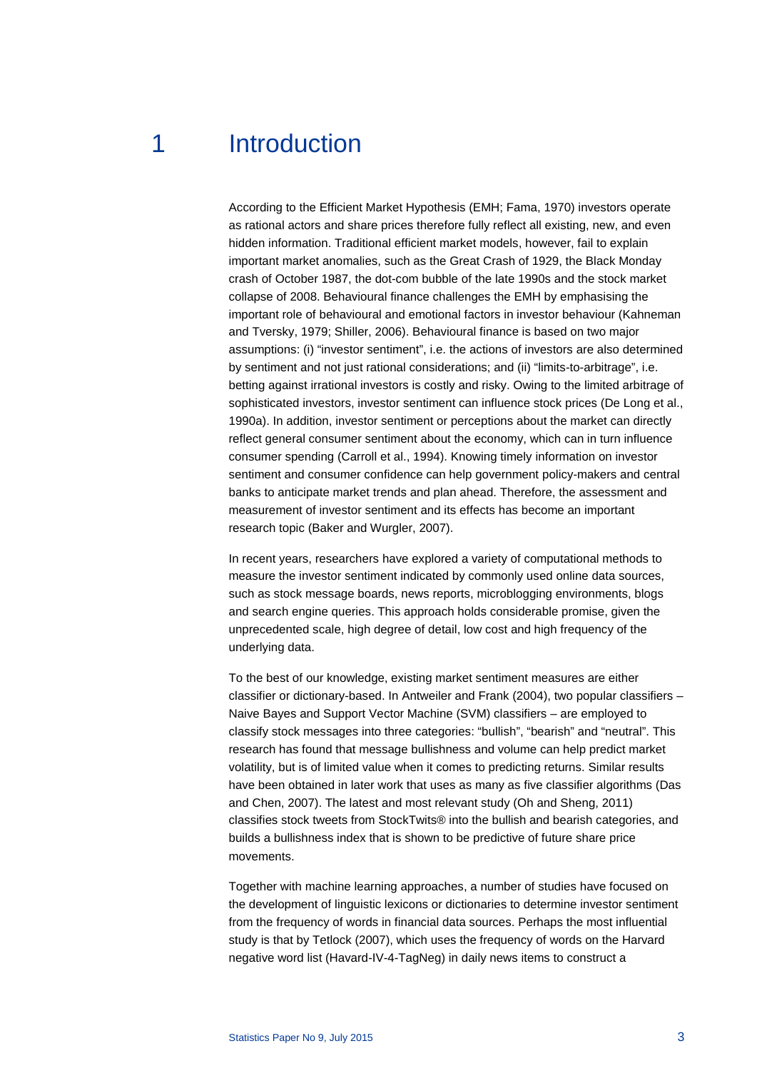# 1 Introduction

According to the Efficient Market Hypothesis (EMH; Fama, 1970) investors operate as rational actors and share prices therefore fully reflect all existing, new, and even hidden information. Traditional efficient market models, however, fail to explain important market anomalies, such as the Great Crash of 1929, the Black Monday crash of October 1987, the dot-com bubble of the late 1990s and the stock market collapse of 2008. Behavioural finance challenges the EMH by emphasising the important role of behavioural and emotional factors in investor behaviour (Kahneman and Tversky, 1979; Shiller, 2006). Behavioural finance is based on two major assumptions: (i) "investor sentiment", i.e. the actions of investors are also determined by sentiment and not just rational considerations; and (ii) "limits-to-arbitrage", i.e. betting against irrational investors is costly and risky. Owing to the limited arbitrage of sophisticated investors, investor sentiment can influence stock prices (De Long et al., 1990a). In addition, investor sentiment or perceptions about the market can directly reflect general consumer sentiment about the economy, which can in turn influence consumer spending (Carroll et al., 1994). Knowing timely information on investor sentiment and consumer confidence can help government policy-makers and central banks to anticipate market trends and plan ahead. Therefore, the assessment and measurement of investor sentiment and its effects has become an important research topic (Baker and Wurgler, 2007).

In recent years, researchers have explored a variety of computational methods to measure the investor sentiment indicated by commonly used online data sources, such as stock message boards, news reports, microblogging environments, blogs and search engine queries. This approach holds considerable promise, given the unprecedented scale, high degree of detail, low cost and high frequency of the underlying data.

To the best of our knowledge, existing market sentiment measures are either classifier or dictionary-based. In Antweiler and Frank (2004), two popular classifiers – Naive Bayes and Support Vector Machine (SVM) classifiers – are employed to classify stock messages into three categories: "bullish", "bearish" and "neutral". This research has found that message bullishness and volume can help predict market volatility, but is of limited value when it comes to predicting returns. Similar results have been obtained in later work that uses as many as five classifier algorithms (Das and Chen, 2007). The latest and most relevant study (Oh and Sheng, 2011) classifies stock tweets from StockTwits® into the bullish and bearish categories, and builds a bullishness index that is shown to be predictive of future share price movements.

Together with machine learning approaches, a number of studies have focused on the development of linguistic lexicons or dictionaries to determine investor sentiment from the frequency of words in financial data sources. Perhaps the most influential study is that by Tetlock (2007), which uses the frequency of words on the Harvard negative word list (Havard-IV-4-TagNeg) in daily news items to construct a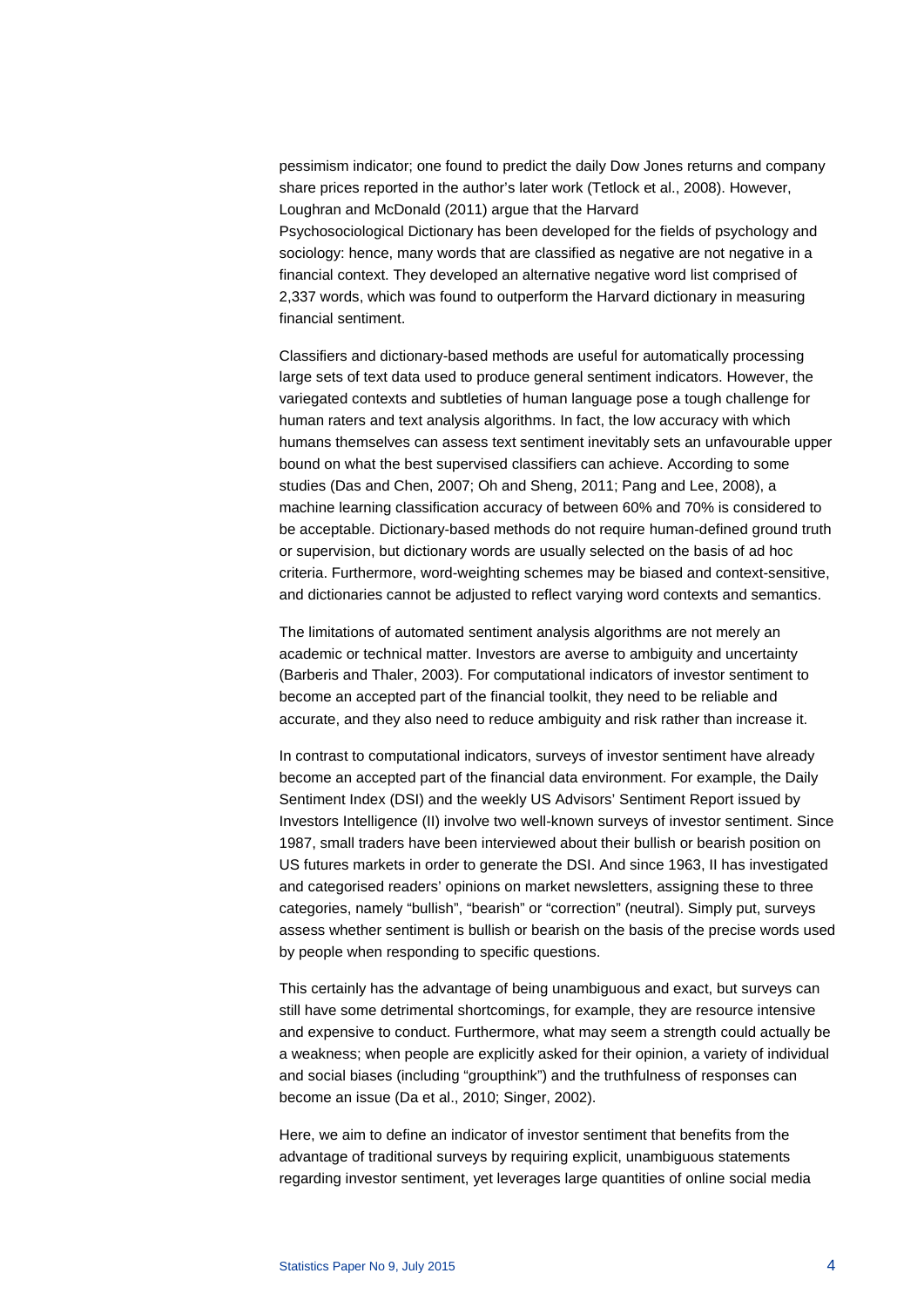pessimism indicator; one found to predict the daily Dow Jones returns and company share prices reported in the author's later work (Tetlock et al., 2008). However, Loughran and McDonald (2011) argue that the Harvard Psychosociological Dictionary has been developed for the fields of psychology and sociology: hence, many words that are classified as negative are not negative in a financial context. They developed an alternative negative word list comprised of 2,337 words, which was found to outperform the Harvard dictionary in measuring financial sentiment.

Classifiers and dictionary-based methods are useful for automatically processing large sets of text data used to produce general sentiment indicators. However, the variegated contexts and subtleties of human language pose a tough challenge for human raters and text analysis algorithms. In fact, the low accuracy with which humans themselves can assess text sentiment inevitably sets an unfavourable upper bound on what the best supervised classifiers can achieve. According to some studies (Das and Chen, 2007; Oh and Sheng, 2011; Pang and Lee, 2008), a machine learning classification accuracy of between 60% and 70% is considered to be acceptable. Dictionary-based methods do not require human-defined ground truth or supervision, but dictionary words are usually selected on the basis of ad hoc criteria. Furthermore, word-weighting schemes may be biased and context-sensitive, and dictionaries cannot be adjusted to reflect varying word contexts and semantics.

The limitations of automated sentiment analysis algorithms are not merely an academic or technical matter. Investors are averse to ambiguity and uncertainty (Barberis and Thaler, 2003). For computational indicators of investor sentiment to become an accepted part of the financial toolkit, they need to be reliable and accurate, and they also need to reduce ambiguity and risk rather than increase it.

In contrast to computational indicators, surveys of investor sentiment have already become an accepted part of the financial data environment. For example, the Daily Sentiment Index (DSI) and the weekly US Advisors' Sentiment Report issued by Investors Intelligence (II) involve two well-known surveys of investor sentiment. Since 1987, small traders have been interviewed about their bullish or bearish position on US futures markets in order to generate the DSI. And since 1963, II has investigated and categorised readers' opinions on market newsletters, assigning these to three categories, namely "bullish", "bearish" or "correction" (neutral). Simply put, surveys assess whether sentiment is bullish or bearish on the basis of the precise words used by people when responding to specific questions.

This certainly has the advantage of being unambiguous and exact, but surveys can still have some detrimental shortcomings, for example, they are resource intensive and expensive to conduct. Furthermore, what may seem a strength could actually be a weakness; when people are explicitly asked for their opinion, a variety of individual and social biases (including "groupthink") and the truthfulness of responses can become an issue (Da et al., 2010; Singer, 2002).

Here, we aim to define an indicator of investor sentiment that benefits from the advantage of traditional surveys by requiring explicit, unambiguous statements regarding investor sentiment, yet leverages large quantities of online social media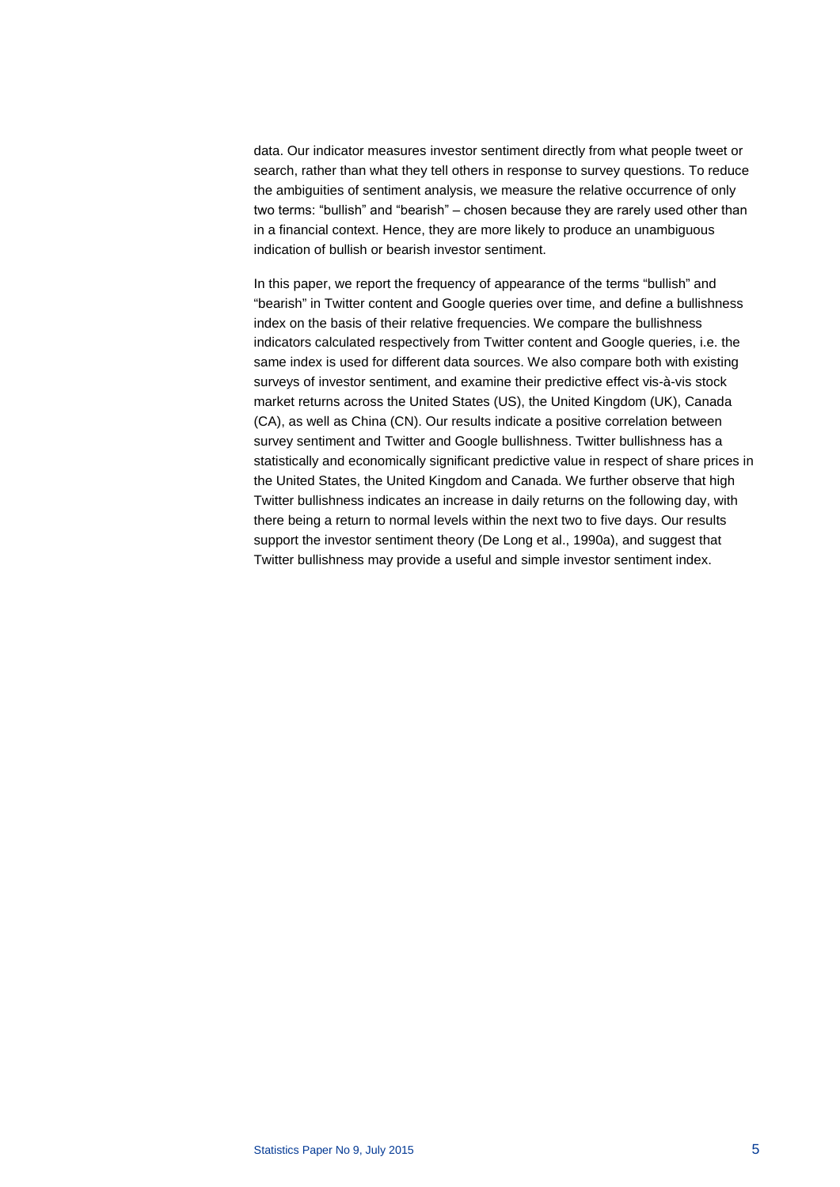data. Our indicator measures investor sentiment directly from what people tweet or search, rather than what they tell others in response to survey questions. To reduce the ambiguities of sentiment analysis, we measure the relative occurrence of only two terms: "bullish" and "bearish" – chosen because they are rarely used other than in a financial context. Hence, they are more likely to produce an unambiguous indication of bullish or bearish investor sentiment.

In this paper, we report the frequency of appearance of the terms "bullish" and "bearish" in Twitter content and Google queries over time, and define a bullishness index on the basis of their relative frequencies. We compare the bullishness indicators calculated respectively from Twitter content and Google queries, i.e. the same index is used for different data sources. We also compare both with existing surveys of investor sentiment, and examine their predictive effect vis-à-vis stock market returns across the United States (US), the United Kingdom (UK), Canada (CA), as well as China (CN). Our results indicate a positive correlation between survey sentiment and Twitter and Google bullishness. Twitter bullishness has a statistically and economically significant predictive value in respect of share prices in the United States, the United Kingdom and Canada. We further observe that high Twitter bullishness indicates an increase in daily returns on the following day, with there being a return to normal levels within the next two to five days. Our results support the investor sentiment theory (De Long et al., 1990a), and suggest that Twitter bullishness may provide a useful and simple investor sentiment index.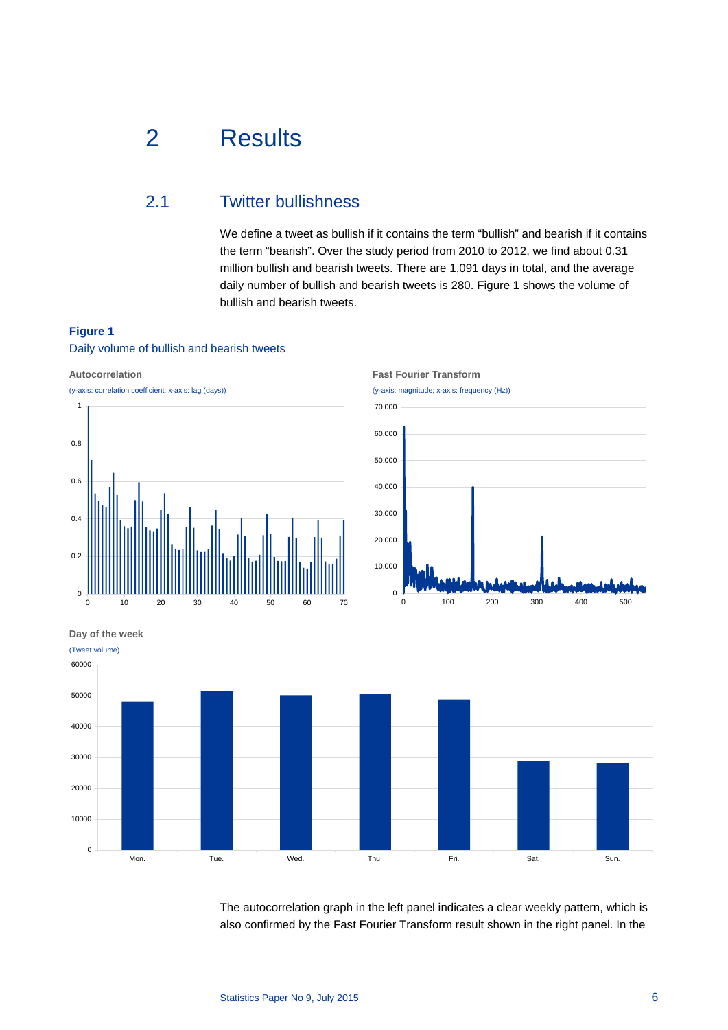# 2 Results

## 2.1 Twitter bullishness

We define a tweet as bullish if it contains the term "bullish" and bearish if it contains the term "bearish". Over the study period from 2010 to 2012, we find about 0.31 million bullish and bearish tweets. There are 1,091 days in total, and the average daily number of bullish and bearish tweets is 280. Figure 1 shows the volume of bullish and bearish tweets.

**Figure 1**

Daily volume of bullish and bearish tweets

**Autocorrelation**

(y-axis: correlation coefficient; x-axis: lag (days))

**Fast Fourier Transform**

(y-axis: magnitude; x-axis: frequency (Hz))

**Day of the week**

(Tweet volume)

The autocorrelation graph in the left panel indicates a clear weekly pattern, which is also confirmed by the Fast Fourier Transform result shown in the right panel. In the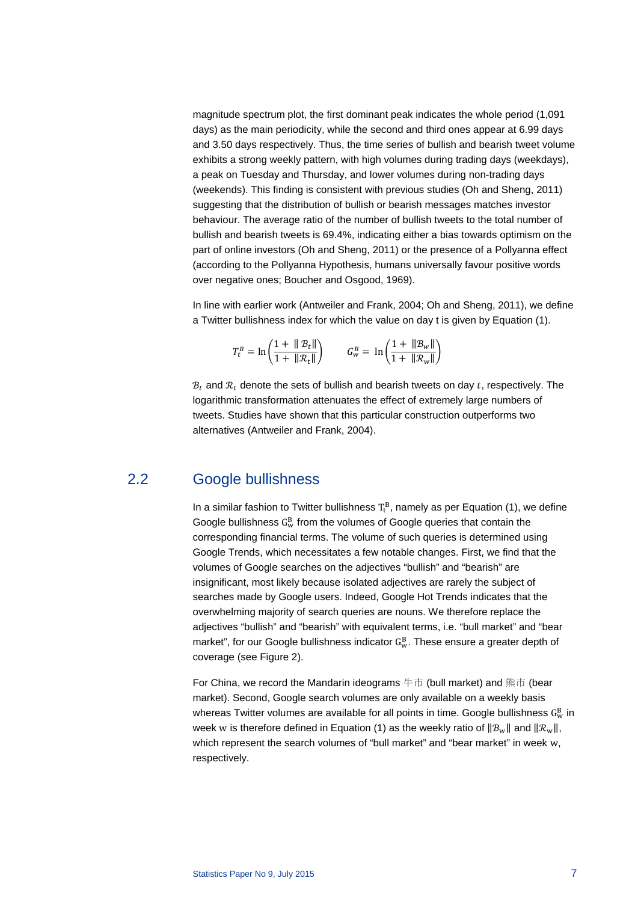magnitude spectrum plot, the first dominant peak indicates the whole period (1,091 days) as the main periodicity, while the second and third ones appear at 6.99 days and 3.50 days respectively. Thus, the time series of bullish and bearish tweet volume exhibits a strong weekly pattern, with high volumes during trading days (weekdays), a peak on Tuesday and Thursday, and lower volumes during non-trading days (weekends). This finding is consistent with previous studies (Oh and Sheng, 2011) suggesting that the distribution of bullish or bearish messages matches investor behaviour. The average ratio of the number of bullish tweets to the total number of bullish and bearish tweets is 69.4%, indicating either a bias towards optimism on the part of online investors (Oh and Sheng, 2011) or the presence of a Pollyanna effect (according to the Pollyanna Hypothesis, humans universally favour positive words over negative ones; Boucher and Osgood, 1969).

In line with earlier work (Antweiler and Frank, 2004; Oh and Sheng, 2011), we define a Twitter bullishness index for which the value on day t is given by Equation (1).

$$T_t^B = \ln\left(\frac{1 + \|\mathcal{B}_t\|}{1 + \|\mathcal{R}_t\|}\right) \qquad G_w^B = \ln\left(\frac{1 + \|\mathcal{B}_w\|}{1 + \|\mathcal{R}_w\|}\right)$$

$\mathcal{B}_t$ and $\mathcal{R}_t$ denote the sets of bullish and bearish tweets on day $t$, respectively. The logarithmic transformation attenuates the effect of extremely large numbers of tweets. Studies have shown that this particular construction outperforms two alternatives (Antweiler and Frank, 2004).

## 2.2 Google bullishness

In a similar fashion to Twitter bullishness $T_t^B$, namely as per Equation (1), we define Google bullishness $G_w^B$ from the volumes of Google queries that contain the corresponding financial terms. The volume of such queries is determined using Google Trends, which necessitates a few notable changes. First, we find that the volumes of Google searches on the adjectives “bullish” and “bearish” are insignificant, most likely because isolated adjectives are rarely the subject of searches made by Google users. Indeed, Google Hot Trends indicates that the overwhelming majority of search queries are nouns. We therefore replace the adjectives “bullish” and “bearish” with equivalent terms, i.e. “bull market” and “bear market”, for our Google bullishness indicator $G_w^B$. These ensure a greater depth of coverage (see Figure 2).

For China, we record the Mandarin ideograms 牛市 (bull market) and 熊市 (bear market). Second, Google search volumes are only available on a weekly basis whereas Twitter volumes are available for all points in time. Google bullishness $G_w^B$ in week $w$ is therefore defined in Equation (1) as the weekly ratio of $\|\mathcal{B}_w\|$ and $\|\mathcal{R}_w\|$, which represent the search volumes of “bull market” and “bear market” in week $w$, respectively.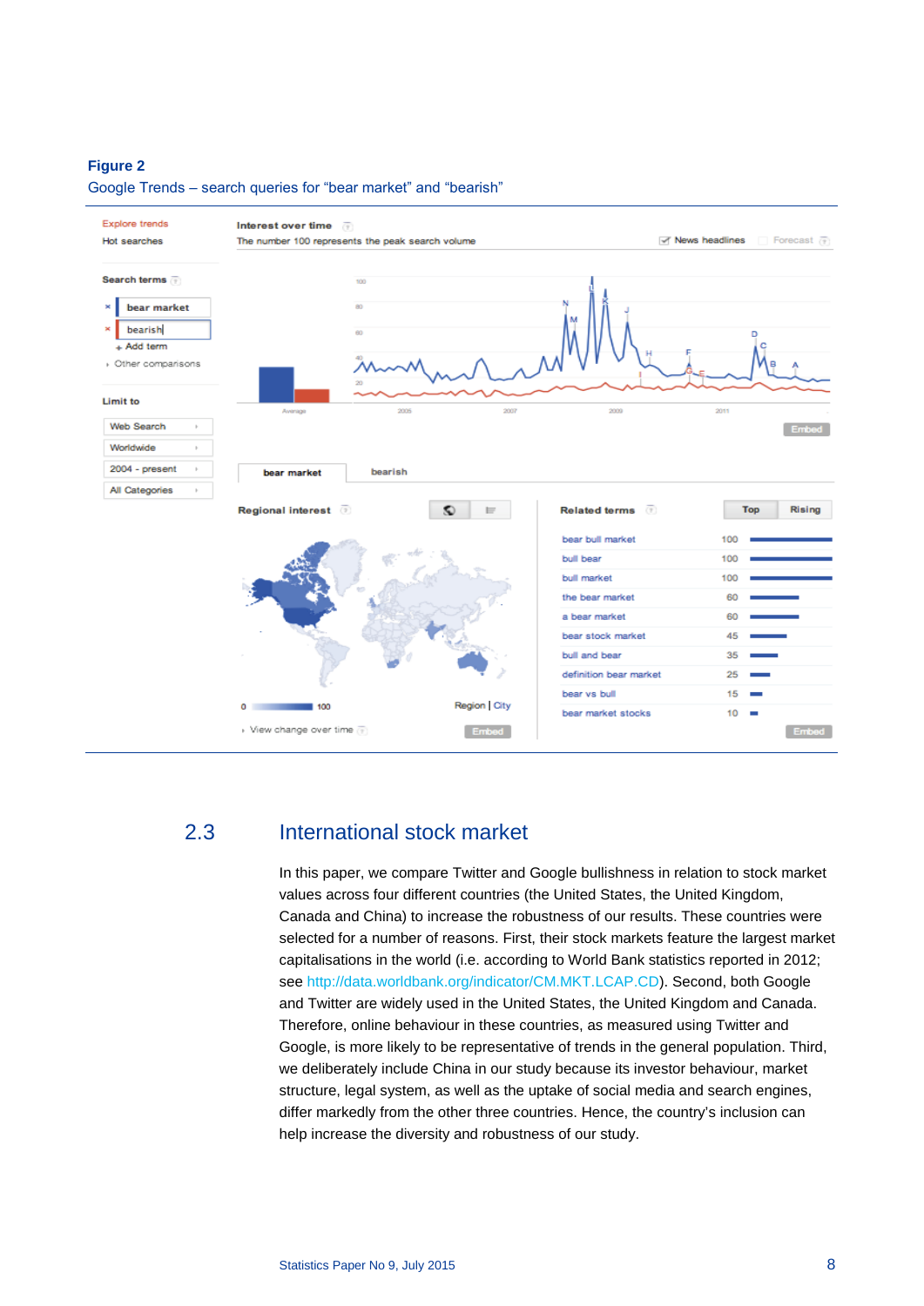**Figure 2**
Google Trends – search queries for "bear market" and "bearish"

## 2.3 International stock market

In this paper, we compare Twitter and Google bullishness in relation to stock market values across four different countries (the United States, the United Kingdom, Canada and China) to increase the robustness of our results. These countries were selected for a number of reasons. First, their stock markets feature the largest market capitalisations in the world (i.e. according to World Bank statistics reported in 2012; see http://data.worldbank.org/indicator/CM.MKT.LCAP.CD). Second, both Google and Twitter are widely used in the United States, the United Kingdom and Canada. Therefore, online behaviour in these countries, as measured using Twitter and Google, is more likely to be representative of trends in the general population. Third, we deliberately include China in our study because its investor behaviour, market structure, legal system, as well as the uptake of social media and search engines, differ markedly from the other three countries. Hence, the country's inclusion can help increase the diversity and robustness of our study.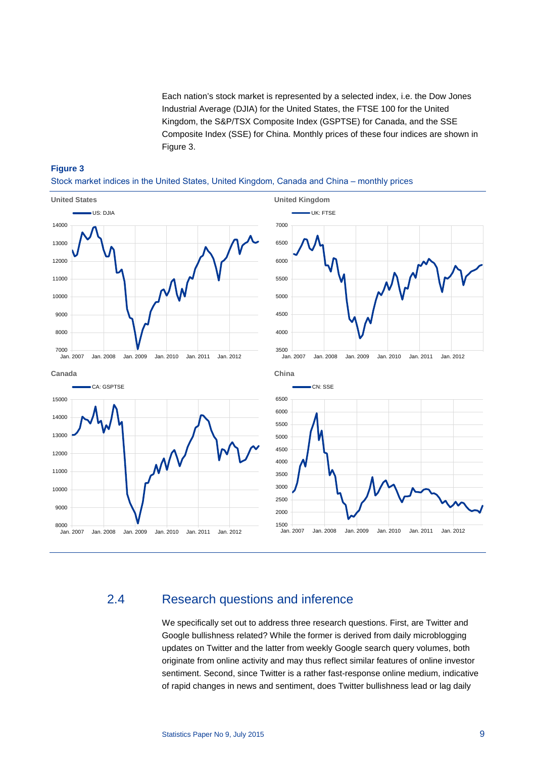Each nation's stock market is represented by a selected index, i.e. the Dow Jones Industrial Average (DJIA) for the United States, the FTSE 100 for the United Kingdom, the S&P/TSX Composite Index (GSPTSE) for Canada, and the SSE Composite Index (SSE) for China. Monthly prices of these four indices are shown in Figure 3.

**Figure 3**

Stock market indices in the United States, United Kingdom, Canada and China – monthly prices

## 2.4 Research questions and inference

We specifically set out to address three research questions. First, are Twitter and Google bullishness related? While the former is derived from daily microblogging updates on Twitter and the latter from weekly Google search query volumes, both originate from online activity and may thus reflect similar features of online investor sentiment. Second, since Twitter is a rather fast-response online medium, indicative of rapid changes in news and sentiment, does Twitter bullishness lead or lag daily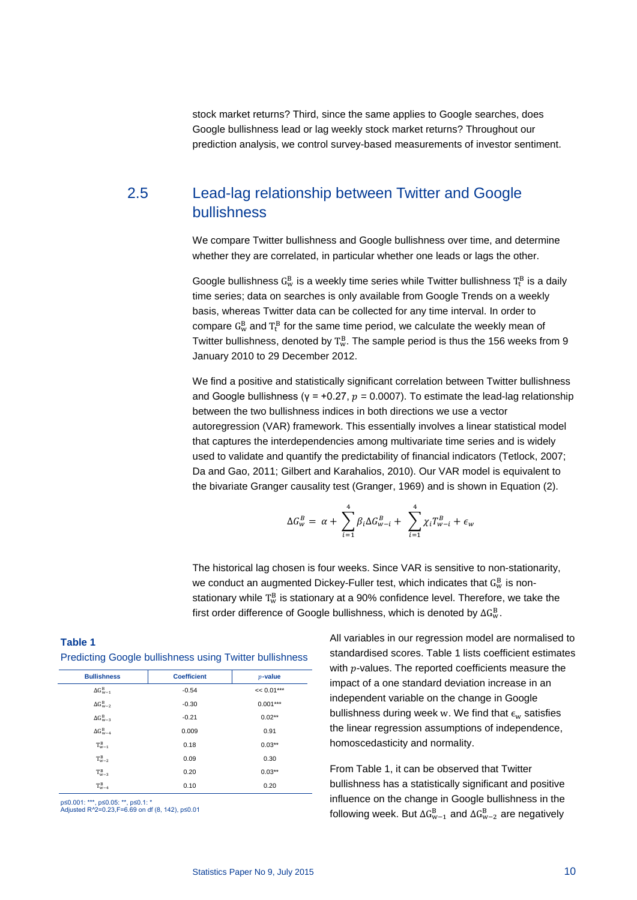stock market returns? Third, since the same applies to Google searches, does Google bullishness lead or lag weekly stock market returns? Throughout our prediction analysis, we control survey-based measurements of investor sentiment.

## 2.5 Lead-lag relationship between Twitter and Google bullishness

We compare Twitter bullishness and Google bullishness over time, and determine whether they are correlated, in particular whether one leads or lags the other.

Google bullishness $G_w^B$ is a weekly time series while Twitter bullishness $T_t^B$ is a daily time series; data on searches is only available from Google Trends on a weekly basis, whereas Twitter data can be collected for any time interval. In order to compare $G_w^B$ and $T_t^B$ for the same time period, we calculate the weekly mean of Twitter bullishness, denoted by $T_w^B$. The sample period is thus the 156 weeks from 9 January 2010 to 29 December 2012.

We find a positive and statistically significant correlation between Twitter bullishness and Google bullishness (γ = +0.27, $p$ = 0.0007). To estimate the lead-lag relationship between the two bullishness indices in both directions we use a vector autoregression (VAR) framework. This essentially involves a linear statistical model that captures the interdependencies among multivariate time series and is widely used to validate and quantify the predictability of financial indicators (Tetlock, 2007; Da and Gao, 2011; Gilbert and Karahalios, 2010). Our VAR model is equivalent to the bivariate Granger causality test (Granger, 1969) and is shown in Equation (2).

$$\Delta G_w^B = \alpha + \sum_{i=1}^{4} \beta_i \Delta G_{w-i}^B + \sum_{i=1}^{4} \chi_i T_{w-i}^B + \epsilon_w$$

The historical lag chosen is four weeks. Since VAR is sensitive to non-stationarity, we conduct an augmented Dickey-Fuller test, which indicates that $G_w^B$ is non-stationary while $T_w^B$ is stationary at a 90% confidence level. Therefore, we take the first order difference of Google bullishness, which is denoted by $\Delta G_w^B$.

**Table 1**
Predicting Google bullishness using Twitter bullishness

| Bullishness | Coefficient | $p$-value |
|---|---|---|
| $\Delta G_{w-1}^B$ | -0.54 | << 0.01*** |
| $\Delta G_{w-2}^B$ | -0.30 | 0.001*** |
| $\Delta G_{w-3}^B$ | -0.21 | 0.02** |
| $\Delta G_{w-4}^B$ | 0.009 | 0.91 |
| $T_{w-1}^B$ | 0.18 | 0.03** |
| $T_{w-2}^B$ | 0.09 | 0.30 |
| $T_{w-3}^B$ | 0.20 | 0.03** |
| $T_{w-4}^B$ | 0.10 | 0.20 |

p≤0.001: ***, p≤0.05: **, p≤0.1: *
Adjusted R^2=0.23,F=6.69 on df (8, 142), p≤0.01

All variables in our regression model are normalised to standardised scores. Table 1 lists coefficient estimates with $p$-values. The reported coefficients measure the impact of a one standard deviation increase in an independent variable on the change in Google bullishness during week w. We find that $\epsilon_w$ satisfies the linear regression assumptions of independence, homoscedasticity and normality.

From Table 1, it can be observed that Twitter bullishness has a statistically significant and positive influence on the change in Google bullishness in the following week. But $\Delta G_{w-1}^B$ and $\Delta G_{w-2}^B$ are negatively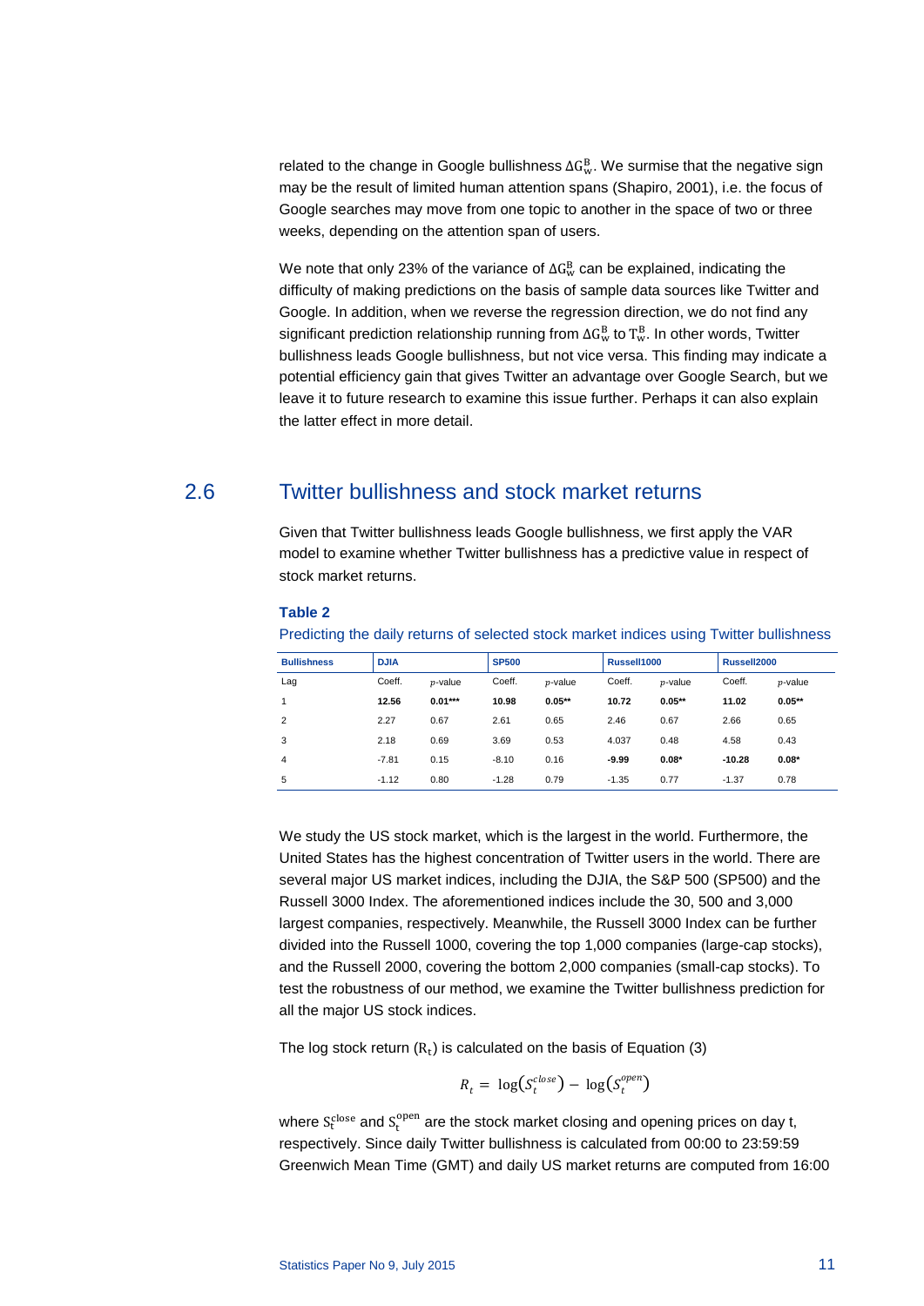related to the change in Google bullishness $\Delta G_w^B$. We surmise that the negative sign may be the result of limited human attention spans (Shapiro, 2001), i.e. the focus of Google searches may move from one topic to another in the space of two or three weeks, depending on the attention span of users.

We note that only 23% of the variance of $\Delta G_w^B$ can be explained, indicating the difficulty of making predictions on the basis of sample data sources like Twitter and Google. In addition, when we reverse the regression direction, we do not find any significant prediction relationship running from $\Delta G_w^B$ to $T_w^B$. In other words, Twitter bullishness leads Google bullishness, but not vice versa. This finding may indicate a potential efficiency gain that gives Twitter an advantage over Google Search, but we leave it to future research to examine this issue further. Perhaps it can also explain the latter effect in more detail.

## 2.6 Twitter bullishness and stock market returns

Given that Twitter bullishness leads Google bullishness, we first apply the VAR model to examine whether Twitter bullishness has a predictive value in respect of stock market returns.

**Table 2**

Predicting the daily returns of selected stock market indices using Twitter bullishness

| **Bullishness** | **DJIA** | | **SP500** | | **Russell1000** | | **Russell2000** | |
|---|---|---|---|---|---|---|---|---|
| Lag | Coeff. | *p*-value | Coeff. | *p*-value | Coeff. | *p*-value | Coeff. | *p*-value |
| 1 | **12.56** | **0.01\*\*\*** | **10.98** | **0.05\*\*** | **10.72** | **0.05\*\*** | **11.02** | **0.05\*\*** |
| 2 | 2.27 | 0.67 | 2.61 | 0.65 | 2.46 | 0.67 | 2.66 | 0.65 |
| 3 | 2.18 | 0.69 | 3.69 | 0.53 | 4.037 | 0.48 | 4.58 | 0.43 |
| 4 | -7.81 | 0.15 | -8.10 | 0.16 | **-9.99** | **0.08\*** | **-10.28** | **0.08\*** |
| 5 | -1.12 | 0.80 | -1.28 | 0.79 | -1.35 | 0.77 | -1.37 | 0.78 |

We study the US stock market, which is the largest in the world. Furthermore, the United States has the highest concentration of Twitter users in the world. There are several major US market indices, including the DJIA, the S&P 500 (SP500) and the Russell 3000 Index. The aforementioned indices include the 30, 500 and 3,000 largest companies, respectively. Meanwhile, the Russell 3000 Index can be further divided into the Russell 1000, covering the top 1,000 companies (large-cap stocks), and the Russell 2000, covering the bottom 2,000 companies (small-cap stocks). To test the robustness of our method, we examine the Twitter bullishness prediction for all the major US stock indices.

The log stock return ($R_t$) is calculated on the basis of Equation (3)

$$R_t = \log(S_t^{close}) - \log(S_t^{open})$$

where $S_t^{close}$ and $S_t^{open}$ are the stock market closing and opening prices on day t, respectively. Since daily Twitter bullishness is calculated from 00:00 to 23:59:59 Greenwich Mean Time (GMT) and daily US market returns are computed from 16:00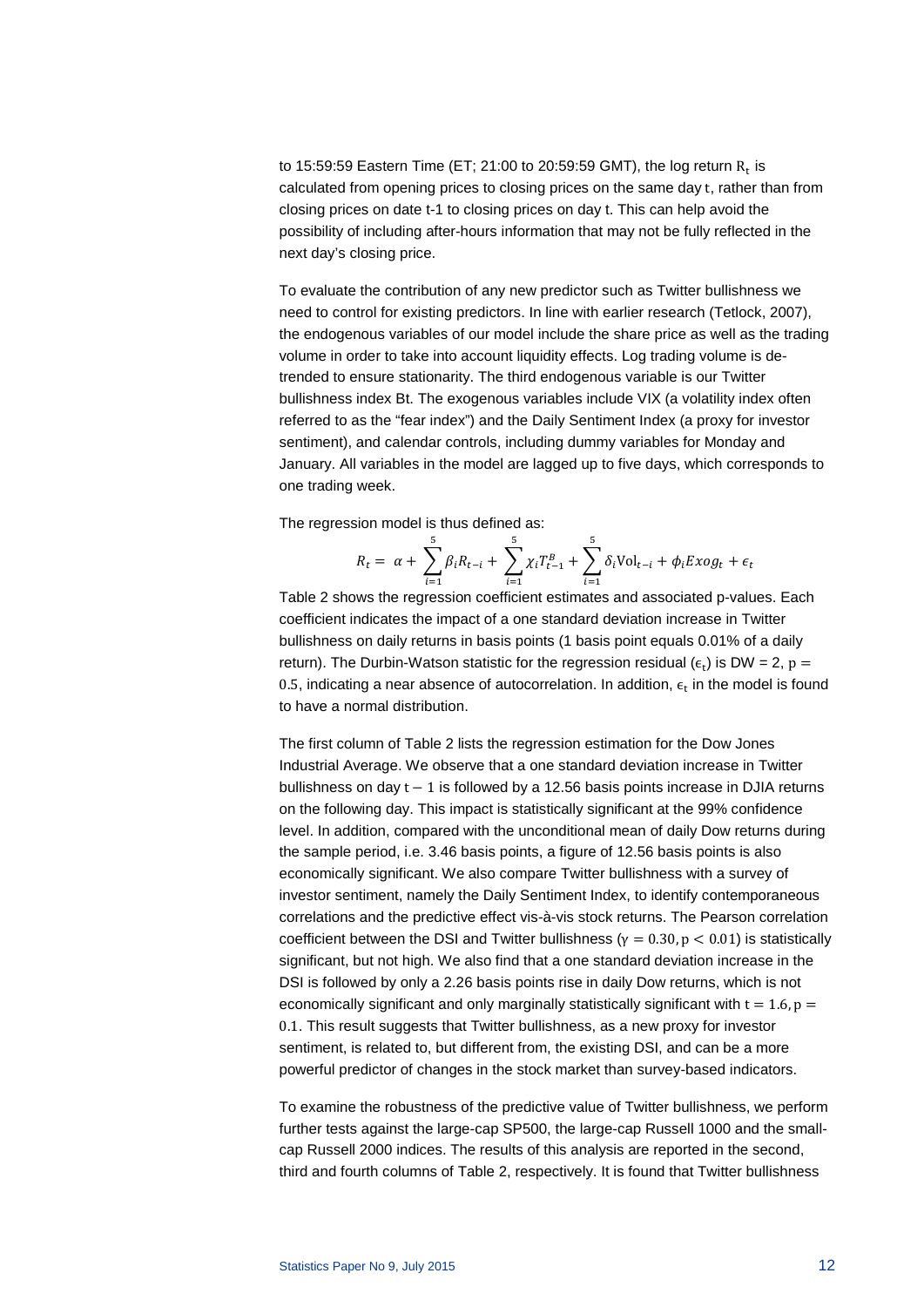to 15:59:59 Eastern Time (ET; 21:00 to 20:59:59 GMT), the log return $R_t$ is calculated from opening prices to closing prices on the same day $t$, rather than from closing prices on date t-1 to closing prices on day t. This can help avoid the possibility of including after-hours information that may not be fully reflected in the next day's closing price.

To evaluate the contribution of any new predictor such as Twitter bullishness we need to control for existing predictors. In line with earlier research (Tetlock, 2007), the endogenous variables of our model include the share price as well as the trading volume in order to take into account liquidity effects. Log trading volume is de-trended to ensure stationarity. The third endogenous variable is our Twitter bullishness index Bt. The exogenous variables include VIX (a volatility index often referred to as the "fear index") and the Daily Sentiment Index (a proxy for investor sentiment), and calendar controls, including dummy variables for Monday and January. All variables in the model are lagged up to five days, which corresponds to one trading week.

The regression model is thus defined as:

$$R_t = \alpha + \sum_{i=1}^{5} \beta_i R_{t-i} + \sum_{i=1}^{5} \chi_i T_{t-1}^{B} + \sum_{i=1}^{5} \delta_i \mathrm{Vol}_{t-i} + \phi_i Exog_t + \epsilon_t$$

Table 2 shows the regression coefficient estimates and associated p-values. Each coefficient indicates the impact of a one standard deviation increase in Twitter bullishness on daily returns in basis points (1 basis point equals 0.01% of a daily return). The Durbin-Watson statistic for the regression residual ($\epsilon_t$) is DW = 2, $p = 0.5$, indicating a near absence of autocorrelation. In addition, $\epsilon_t$ in the model is found to have a normal distribution.

The first column of Table 2 lists the regression estimation for the Dow Jones Industrial Average. We observe that a one standard deviation increase in Twitter bullishness on day $t-1$ is followed by a 12.56 basis points increase in DJIA returns on the following day. This impact is statistically significant at the 99% confidence level. In addition, compared with the unconditional mean of daily Dow returns during the sample period, i.e. 3.46 basis points, a figure of 12.56 basis points is also economically significant. We also compare Twitter bullishness with a survey of investor sentiment, namely the Daily Sentiment Index, to identify contemporaneous correlations and the predictive effect vis-à-vis stock returns. The Pearson correlation coefficient between the DSI and Twitter bullishness ($\gamma = 0.30, p < 0.01$) is statistically significant, but not high. We also find that a one standard deviation increase in the DSI is followed by only a 2.26 basis points rise in daily Dow returns, which is not economically significant and only marginally statistically significant with $t = 1.6, p = 0.1$. This result suggests that Twitter bullishness, as a new proxy for investor sentiment, is related to, but different from, the existing DSI, and can be a more powerful predictor of changes in the stock market than survey-based indicators.

To examine the robustness of the predictive value of Twitter bullishness, we perform further tests against the large-cap SP500, the large-cap Russell 1000 and the small-cap Russell 2000 indices. The results of this analysis are reported in the second, third and fourth columns of Table 2, respectively. It is found that Twitter bullishness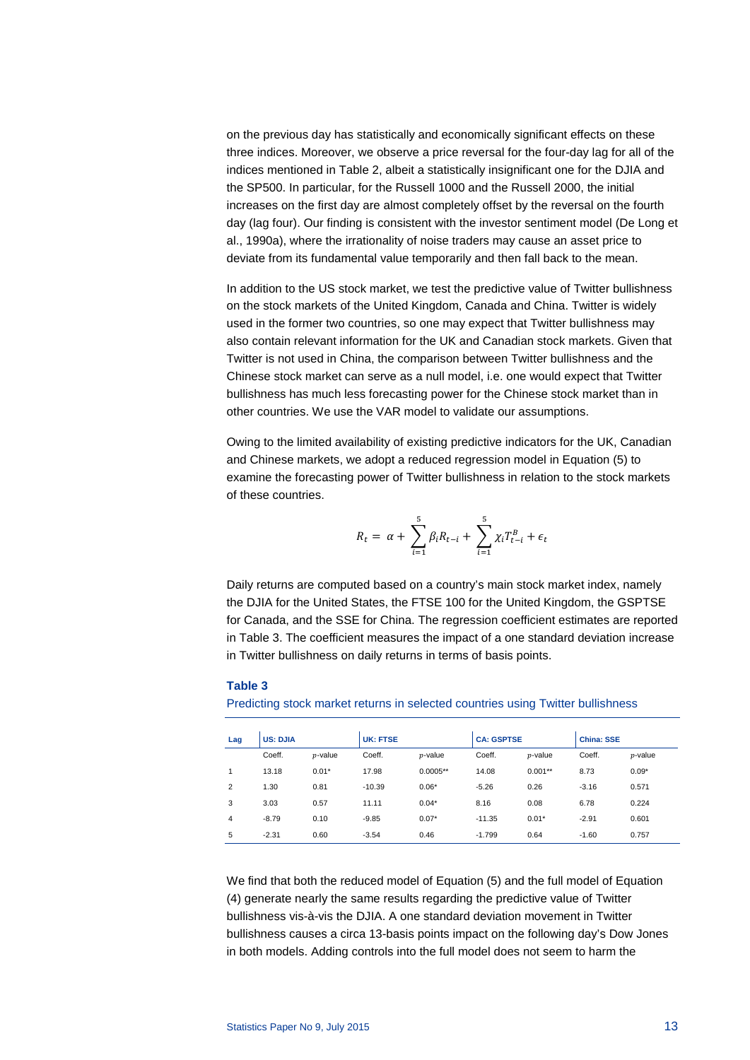on the previous day has statistically and economically significant effects on these three indices. Moreover, we observe a price reversal for the four-day lag for all of the indices mentioned in Table 2, albeit a statistically insignificant one for the DJIA and the SP500. In particular, for the Russell 1000 and the Russell 2000, the initial increases on the first day are almost completely offset by the reversal on the fourth day (lag four). Our finding is consistent with the investor sentiment model (De Long et al., 1990a), where the irrationality of noise traders may cause an asset price to deviate from its fundamental value temporarily and then fall back to the mean.

In addition to the US stock market, we test the predictive value of Twitter bullishness on the stock markets of the United Kingdom, Canada and China. Twitter is widely used in the former two countries, so one may expect that Twitter bullishness may also contain relevant information for the UK and Canadian stock markets. Given that Twitter is not used in China, the comparison between Twitter bullishness and the Chinese stock market can serve as a null model, i.e. one would expect that Twitter bullishness has much less forecasting power for the Chinese stock market than in other countries. We use the VAR model to validate our assumptions.

Owing to the limited availability of existing predictive indicators for the UK, Canadian and Chinese markets, we adopt a reduced regression model in Equation (5) to examine the forecasting power of Twitter bullishness in relation to the stock markets of these countries.

$$R_t = \alpha + \sum_{i=1}^{5} \beta_i R_{t-i} + \sum_{i=1}^{5} \chi_i T^B_{t-i} + \epsilon_t$$

Daily returns are computed based on a country's main stock market index, namely the DJIA for the United States, the FTSE 100 for the United Kingdom, the GSPTSE for Canada, and the SSE for China. The regression coefficient estimates are reported in Table 3. The coefficient measures the impact of a one standard deviation increase in Twitter bullishness on daily returns in terms of basis points.

**Table 3**

Predicting stock market returns in selected countries using Twitter bullishness

| Lag | US: DJIA | | UK: FTSE | | CA: GSPTSE | | China: SSE | |
|---|---|---|---|---|---|---|---|---|
| | Coeff. | *p*-value | Coeff. | *p*-value | Coeff. | *p*-value | Coeff. | *p*-value |
| 1 | 13.18 | 0.01* | 17.98 | 0.0005** | 14.08 | 0.001** | 8.73 | 0.09* |
| 2 | 1.30 | 0.81 | -10.39 | 0.06* | -5.26 | 0.26 | -3.16 | 0.571 |
| 3 | 3.03 | 0.57 | 11.11 | 0.04* | 8.16 | 0.08 | 6.78 | 0.224 |
| 4 | -8.79 | 0.10 | -9.85 | 0.07* | -11.35 | 0.01* | -2.91 | 0.601 |
| 5 | -2.31 | 0.60 | -3.54 | 0.46 | -1.799 | 0.64 | -1.60 | 0.757 |

We find that both the reduced model of Equation (5) and the full model of Equation (4) generate nearly the same results regarding the predictive value of Twitter bullishness vis-à-vis the DJIA. A one standard deviation movement in Twitter bullishness causes a circa 13-basis points impact on the following day's Dow Jones in both models. Adding controls into the full model does not seem to harm the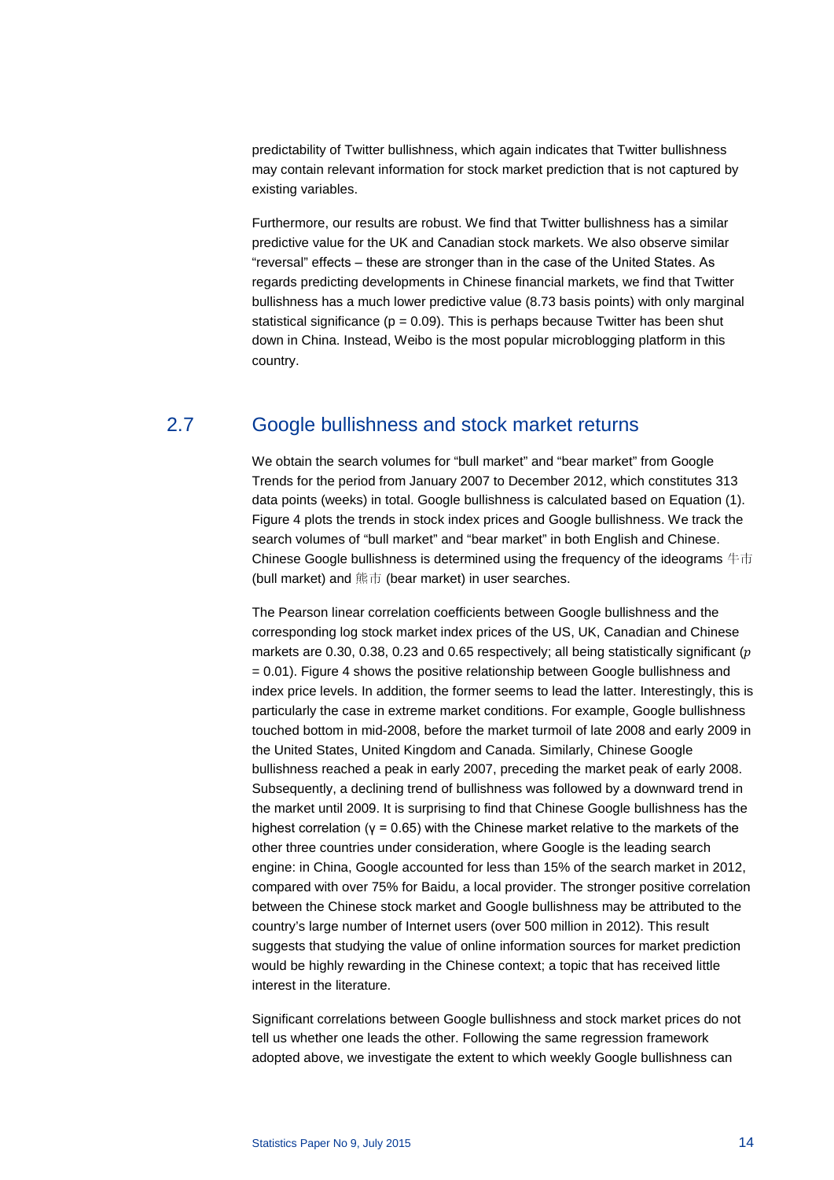predictability of Twitter bullishness, which again indicates that Twitter bullishness may contain relevant information for stock market prediction that is not captured by existing variables.

Furthermore, our results are robust. We find that Twitter bullishness has a similar predictive value for the UK and Canadian stock markets. We also observe similar "reversal" effects – these are stronger than in the case of the United States. As regards predicting developments in Chinese financial markets, we find that Twitter bullishness has a much lower predictive value (8.73 basis points) with only marginal statistical significance ($p = 0.09$). This is perhaps because Twitter has been shut down in China. Instead, Weibo is the most popular microblogging platform in this country.

## 2.7 Google bullishness and stock market returns

We obtain the search volumes for "bull market" and "bear market" from Google Trends for the period from January 2007 to December 2012, which constitutes 313 data points (weeks) in total. Google bullishness is calculated based on Equation (1). Figure 4 plots the trends in stock index prices and Google bullishness. We track the search volumes of "bull market" and "bear market" in both English and Chinese. Chinese Google bullishness is determined using the frequency of the ideograms 牛市 (bull market) and 熊市 (bear market) in user searches.

The Pearson linear correlation coefficients between Google bullishness and the corresponding log stock market index prices of the US, UK, Canadian and Chinese markets are 0.30, 0.38, 0.23 and 0.65 respectively; all being statistically significant ($p = 0.01$). Figure 4 shows the positive relationship between Google bullishness and index price levels. In addition, the former seems to lead the latter. Interestingly, this is particularly the case in extreme market conditions. For example, Google bullishness touched bottom in mid-2008, before the market turmoil of late 2008 and early 2009 in the United States, United Kingdom and Canada. Similarly, Chinese Google bullishness reached a peak in early 2007, preceding the market peak of early 2008. Subsequently, a declining trend of bullishness was followed by a downward trend in the market until 2009. It is surprising to find that Chinese Google bullishness has the highest correlation ($\gamma = 0.65$) with the Chinese market relative to the markets of the other three countries under consideration, where Google is the leading search engine: in China, Google accounted for less than 15% of the search market in 2012, compared with over 75% for Baidu, a local provider. The stronger positive correlation between the Chinese stock market and Google bullishness may be attributed to the country's large number of Internet users (over 500 million in 2012). This result suggests that studying the value of online information sources for market prediction would be highly rewarding in the Chinese context; a topic that has received little interest in the literature.

Significant correlations between Google bullishness and stock market prices do not tell us whether one leads the other. Following the same regression framework adopted above, we investigate the extent to which weekly Google bullishness can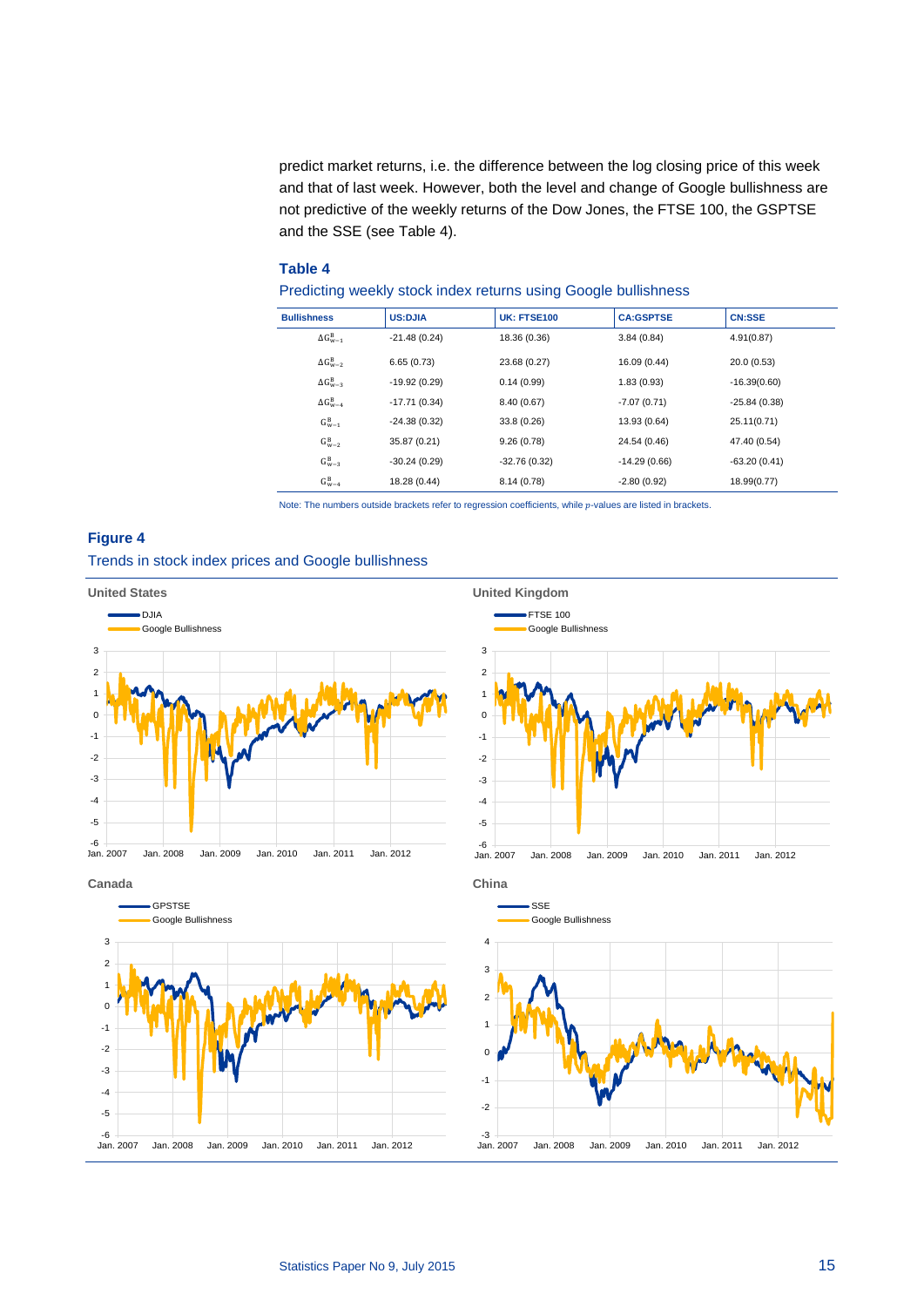predict market returns, i.e. the difference between the log closing price of this week and that of last week. However, both the level and change of Google bullishness are not predictive of the weekly returns of the Dow Jones, the FTSE 100, the GSPTSE and the SSE (see Table 4).

### Table 4

Predicting weekly stock index returns using Google bullishness

| Bullishness | US:DJIA | UK: FTSE100 | CA:GSPTSE | CN:SSE |
|---|---|---|---|---|
| $\Delta G^B_{w-1}$ | -21.48 (0.24) | 18.36 (0.36) | 3.84 (0.84) | 4.91(0.87) |
| $\Delta G^B_{w-2}$ | 6.65 (0.73) | 23.68 (0.27) | 16.09 (0.44) | 20.0 (0.53) |
| $\Delta G^B_{w-3}$ | -19.92 (0.29) | 0.14 (0.99) | 1.83 (0.93) | -16.39(0.60) |
| $\Delta G^B_{w-4}$ | -17.71 (0.34) | 8.40 (0.67) | -7.07 (0.71) | -25.84 (0.38) |
| $G^B_{w-1}$ | -24.38 (0.32) | 33.8 (0.26) | 13.93 (0.64) | 25.11(0.71) |
| $G^B_{w-2}$ | 35.87 (0.21) | 9.26 (0.78) | 24.54 (0.46) | 47.40 (0.54) |
| $G^B_{w-3}$ | -30.24 (0.29) | -32.76 (0.32) | -14.29 (0.66) | -63.20 (0.41) |
| $G^B_{w-4}$ | 18.28 (0.44) | 8.14 (0.78) | -2.80 (0.92) | 18.99(0.77) |

Note: The numbers outside brackets refer to regression coefficients, while *p*-values are listed in brackets.

### Figure 4

Trends in stock index prices and Google bullishness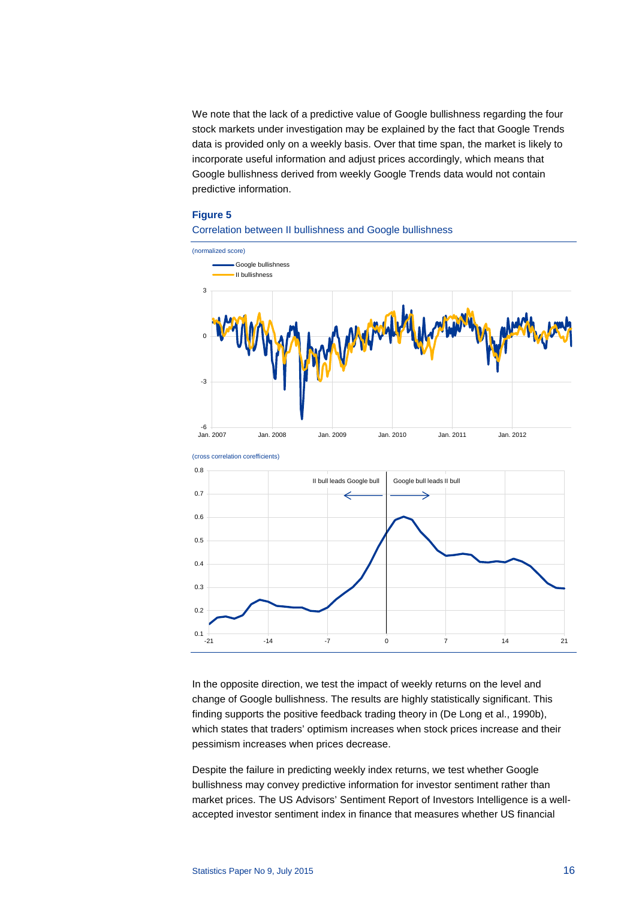We note that the lack of a predictive value of Google bullishness regarding the four stock markets under investigation may be explained by the fact that Google Trends data is provided only on a weekly basis. Over that time span, the market is likely to incorporate useful information and adjust prices accordingly, which means that Google bullishness derived from weekly Google Trends data would not contain predictive information.

**Figure 5**

Correlation between II bullishness and Google bullishness

In the opposite direction, we test the impact of weekly returns on the level and change of Google bullishness. The results are highly statistically significant. This finding supports the positive feedback trading theory in (De Long et al., 1990b), which states that traders' optimism increases when stock prices increase and their pessimism increases when prices decrease.

Despite the failure in predicting weekly index returns, we test whether Google bullishness may convey predictive information for investor sentiment rather than market prices. The US Advisors' Sentiment Report of Investors Intelligence is a well-accepted investor sentiment index in finance that measures whether US financial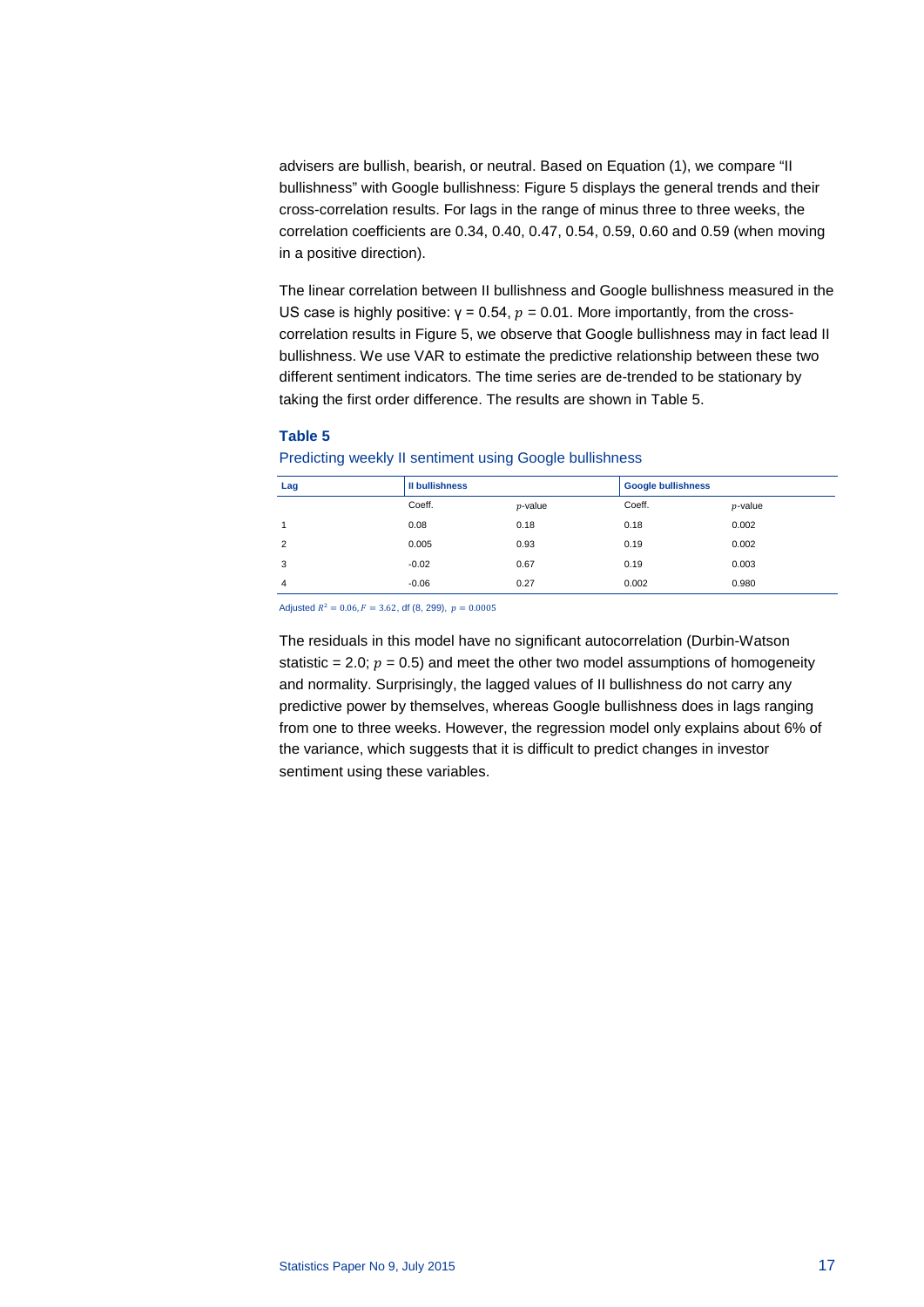advisers are bullish, bearish, or neutral. Based on Equation (1), we compare "II bullishness" with Google bullishness: Figure 5 displays the general trends and their cross-correlation results. For lags in the range of minus three to three weeks, the correlation coefficients are 0.34, 0.40, 0.47, 0.54, 0.59, 0.60 and 0.59 (when moving in a positive direction).

The linear correlation between II bullishness and Google bullishness measured in the US case is highly positive: γ = 0.54, $p$ = 0.01. More importantly, from the cross-correlation results in Figure 5, we observe that Google bullishness may in fact lead II bullishness. We use VAR to estimate the predictive relationship between these two different sentiment indicators. The time series are de-trended to be stationary by taking the first order difference. The results are shown in Table 5.

**Table 5**

Predicting weekly II sentiment using Google bullishness

| Lag | II bullishness | | Google bullishness | |
|---|---|---|---|---|
| | Coeff. | $p$-value | Coeff. | $p$-value |
| 1 | 0.08 | 0.18 | 0.18 | 0.002 |
| 2 | 0.005 | 0.93 | 0.19 | 0.002 |
| 3 | -0.02 | 0.67 | 0.19 | 0.003 |
| 4 | -0.06 | 0.27 | 0.002 | 0.980 |

Adjusted $R^2 = 0.06, F = 3.62$, df (8, 299), $p = 0.0005$

The residuals in this model have no significant autocorrelation (Durbin-Watson statistic = 2.0; $p$ = 0.5) and meet the other two model assumptions of homogeneity and normality. Surprisingly, the lagged values of II bullishness do not carry any predictive power by themselves, whereas Google bullishness does in lags ranging from one to three weeks. However, the regression model only explains about 6% of the variance, which suggests that it is difficult to predict changes in investor sentiment using these variables.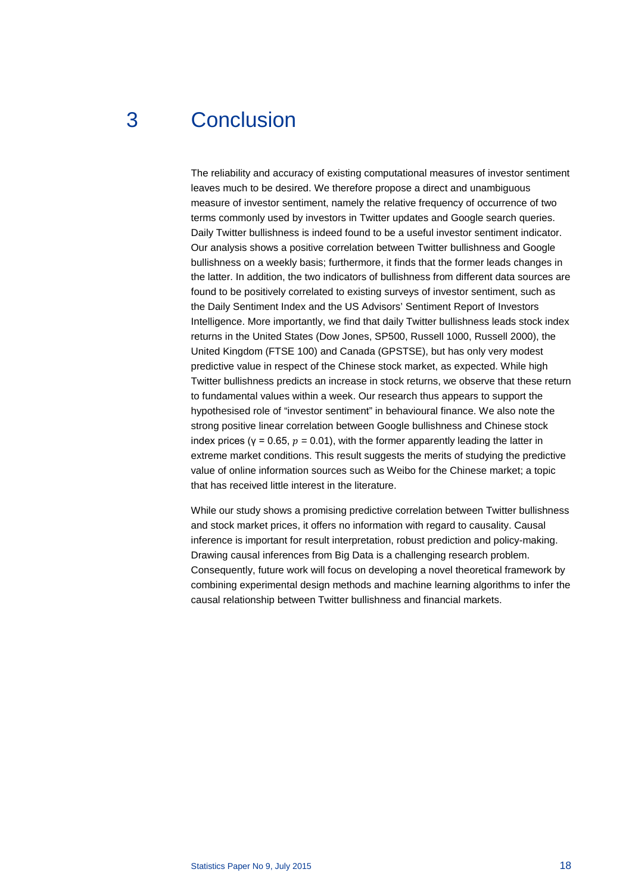# 3 Conclusion

The reliability and accuracy of existing computational measures of investor sentiment leaves much to be desired. We therefore propose a direct and unambiguous measure of investor sentiment, namely the relative frequency of occurrence of two terms commonly used by investors in Twitter updates and Google search queries. Daily Twitter bullishness is indeed found to be a useful investor sentiment indicator. Our analysis shows a positive correlation between Twitter bullishness and Google bullishness on a weekly basis; furthermore, it finds that the former leads changes in the latter. In addition, the two indicators of bullishness from different data sources are found to be positively correlated to existing surveys of investor sentiment, such as the Daily Sentiment Index and the US Advisors' Sentiment Report of Investors Intelligence. More importantly, we find that daily Twitter bullishness leads stock index returns in the United States (Dow Jones, SP500, Russell 1000, Russell 2000), the United Kingdom (FTSE 100) and Canada (GPSTSE), but has only very modest predictive value in respect of the Chinese stock market, as expected. While high Twitter bullishness predicts an increase in stock returns, we observe that these return to fundamental values within a week. Our research thus appears to support the hypothesised role of "investor sentiment" in behavioural finance. We also note the strong positive linear correlation between Google bullishness and Chinese stock index prices ($\gamma = 0.65$, $p = 0.01$), with the former apparently leading the latter in extreme market conditions. This result suggests the merits of studying the predictive value of online information sources such as Weibo for the Chinese market; a topic that has received little interest in the literature.

While our study shows a promising predictive correlation between Twitter bullishness and stock market prices, it offers no information with regard to causality. Causal inference is important for result interpretation, robust prediction and policy-making. Drawing causal inferences from Big Data is a challenging research problem. Consequently, future work will focus on developing a novel theoretical framework by combining experimental design methods and machine learning algorithms to infer the causal relationship between Twitter bullishness and financial markets.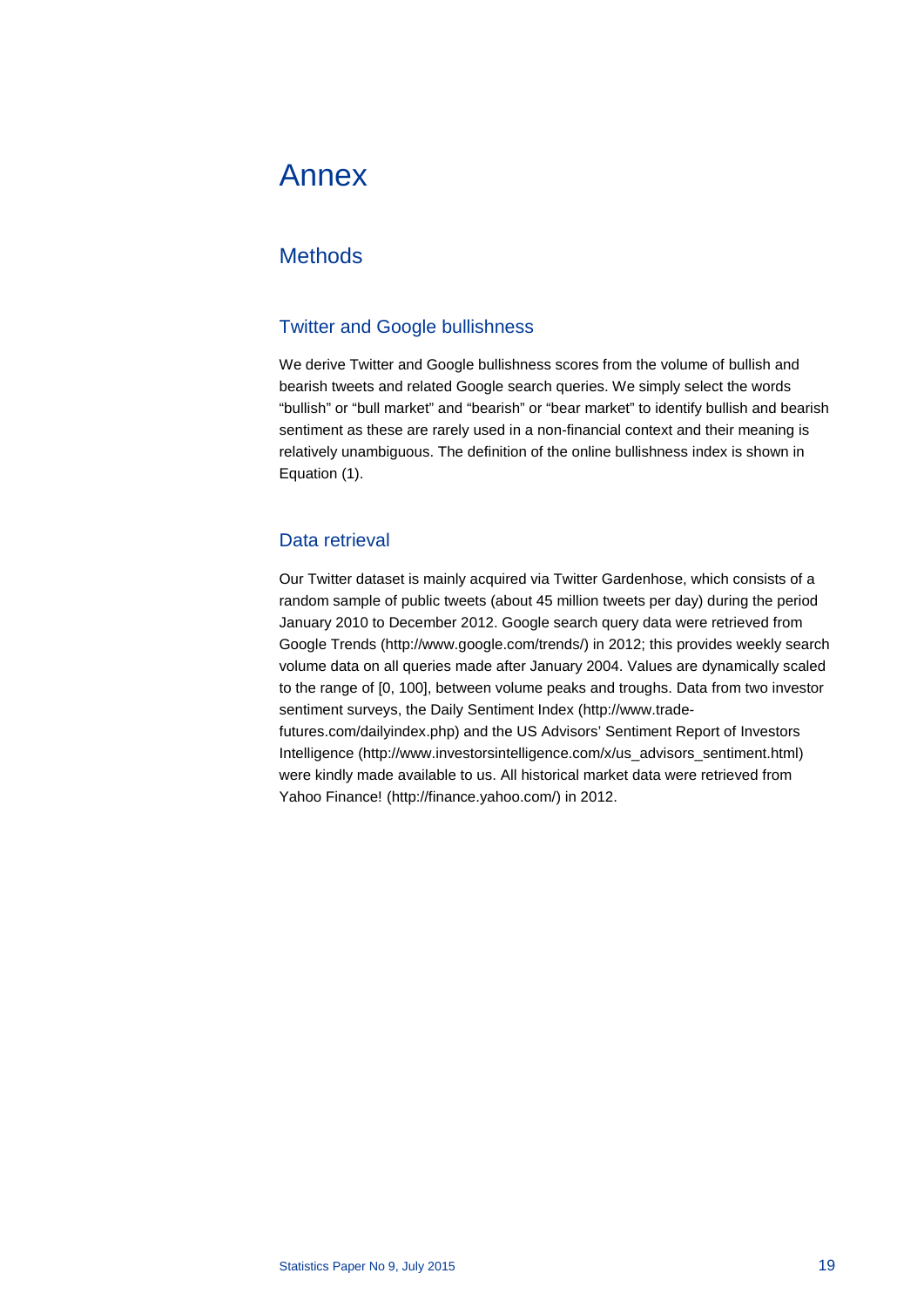# Annex

## Methods

### Twitter and Google bullishness

We derive Twitter and Google bullishness scores from the volume of bullish and bearish tweets and related Google search queries. We simply select the words “bullish” or “bull market” and “bearish” or “bear market” to identify bullish and bearish sentiment as these are rarely used in a non-financial context and their meaning is relatively unambiguous. The definition of the online bullishness index is shown in Equation (1).

### Data retrieval

Our Twitter dataset is mainly acquired via Twitter Gardenhose, which consists of a random sample of public tweets (about 45 million tweets per day) during the period January 2010 to December 2012. Google search query data were retrieved from Google Trends (http://www.google.com/trends/) in 2012; this provides weekly search volume data on all queries made after January 2004. Values are dynamically scaled to the range of [0, 100], between volume peaks and troughs. Data from two investor sentiment surveys, the Daily Sentiment Index (http://www.trade-futures.com/dailyindex.php) and the US Advisors’ Sentiment Report of Investors Intelligence (http://www.investorsintelligence.com/x/us_advisors_sentiment.html) were kindly made available to us. All historical market data were retrieved from Yahoo Finance! (http://finance.yahoo.com/) in 2012.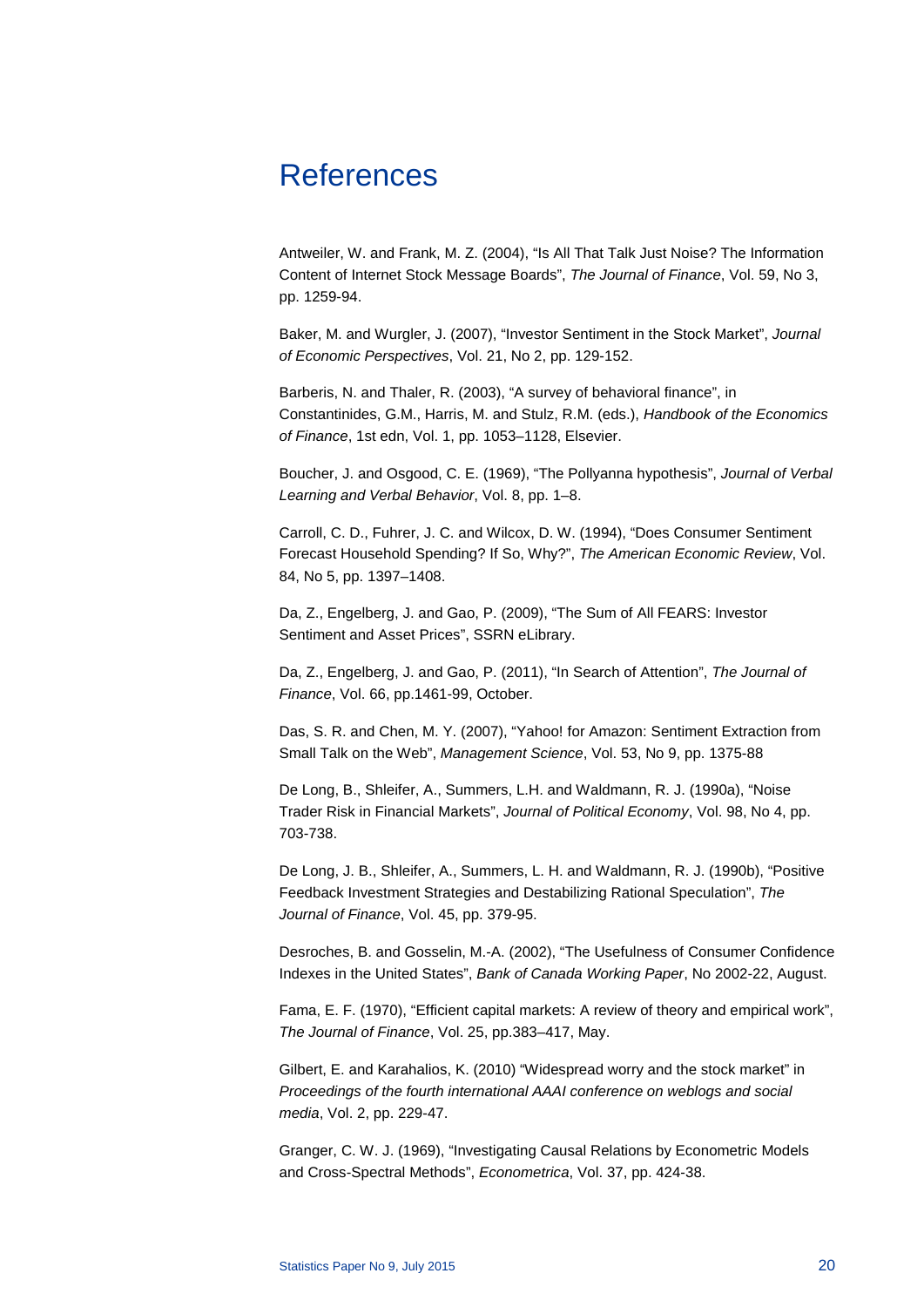# References

Antweiler, W. and Frank, M. Z. (2004), "Is All That Talk Just Noise? The Information Content of Internet Stock Message Boards", *The Journal of Finance*, Vol. 59, No 3, pp. 1259-94.

Baker, M. and Wurgler, J. (2007), "Investor Sentiment in the Stock Market", *Journal of Economic Perspectives*, Vol. 21, No 2, pp. 129-152.

Barberis, N. and Thaler, R. (2003), "A survey of behavioral finance", in Constantinides, G.M., Harris, M. and Stulz, R.M. (eds.), *Handbook of the Economics of Finance*, 1st edn, Vol. 1, pp. 1053–1128, Elsevier.

Boucher, J. and Osgood, C. E. (1969), "The Pollyanna hypothesis", *Journal of Verbal Learning and Verbal Behavior*, Vol. 8, pp. 1–8.

Carroll, C. D., Fuhrer, J. C. and Wilcox, D. W. (1994), "Does Consumer Sentiment Forecast Household Spending? If So, Why?", *The American Economic Review*, Vol. 84, No 5, pp. 1397–1408.

Da, Z., Engelberg, J. and Gao, P. (2009), "The Sum of All FEARS: Investor Sentiment and Asset Prices", SSRN eLibrary.

Da, Z., Engelberg, J. and Gao, P. (2011), "In Search of Attention", *The Journal of Finance*, Vol. 66, pp.1461-99, October.

Das, S. R. and Chen, M. Y. (2007), "Yahoo! for Amazon: Sentiment Extraction from Small Talk on the Web", *Management Science*, Vol. 53, No 9, pp. 1375-88

De Long, B., Shleifer, A., Summers, L.H. and Waldmann, R. J. (1990a), "Noise Trader Risk in Financial Markets", *Journal of Political Economy*, Vol. 98, No 4, pp. 703-738.

De Long, J. B., Shleifer, A., Summers, L. H. and Waldmann, R. J. (1990b), "Positive Feedback Investment Strategies and Destabilizing Rational Speculation", *The Journal of Finance*, Vol. 45, pp. 379-95.

Desroches, B. and Gosselin, M.-A. (2002), "The Usefulness of Consumer Confidence Indexes in the United States", *Bank of Canada Working Paper*, No 2002-22, August.

Fama, E. F. (1970), "Efficient capital markets: A review of theory and empirical work", *The Journal of Finance*, Vol. 25, pp.383–417, May.

Gilbert, E. and Karahalios, K. (2010) "Widespread worry and the stock market" in *Proceedings of the fourth international AAAI conference on weblogs and social media*, Vol. 2, pp. 229-47.

Granger, C. W. J. (1969), "Investigating Causal Relations by Econometric Models and Cross-Spectral Methods", *Econometrica*, Vol. 37, pp. 424-38.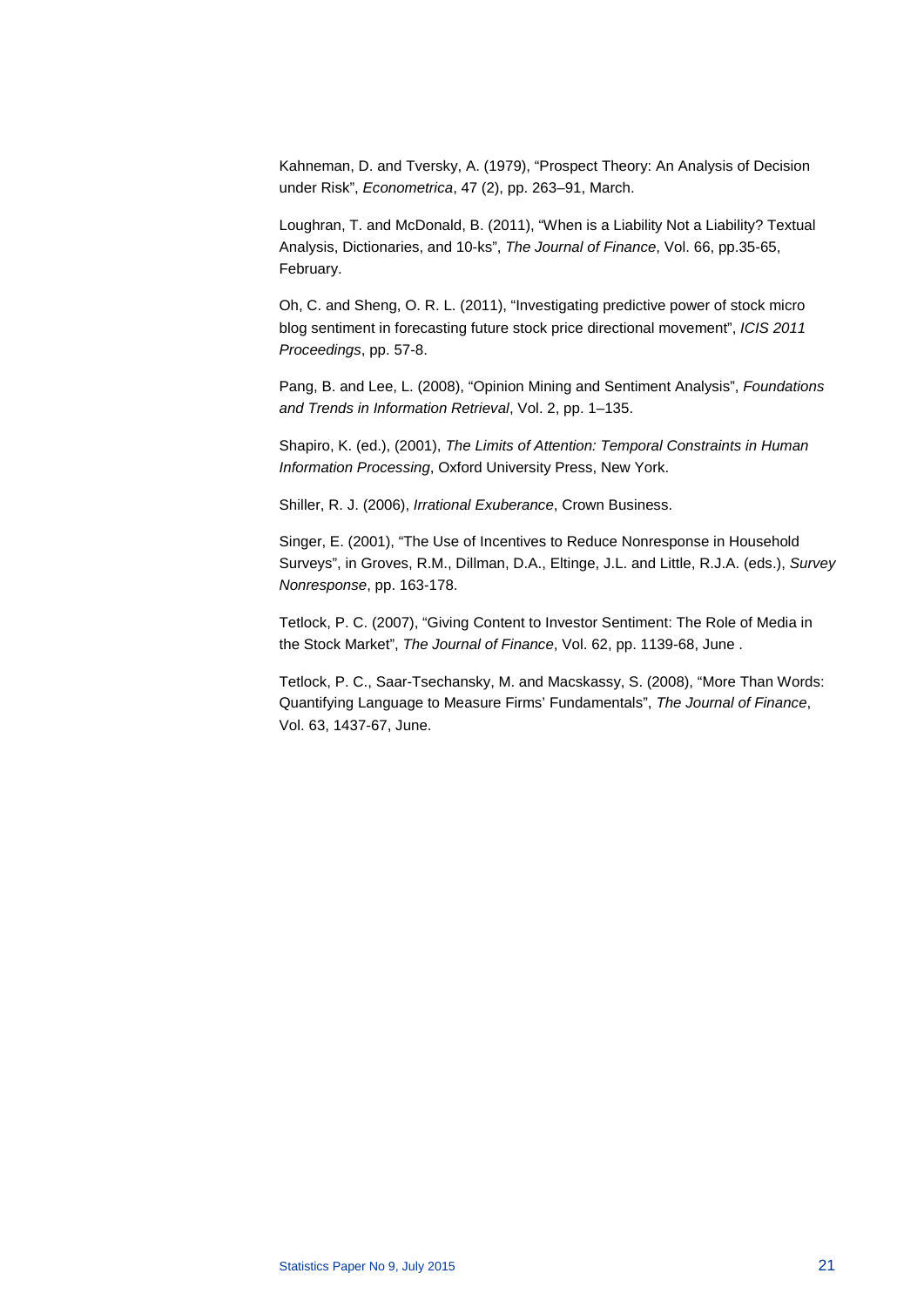Kahneman, D. and Tversky, A. (1979), “Prospect Theory: An Analysis of Decision under Risk”, *Econometrica*, 47 (2), pp. 263–91, March.

Loughran, T. and McDonald, B. (2011), “When is a Liability Not a Liability? Textual Analysis, Dictionaries, and 10-ks”, *The Journal of Finance*, Vol. 66, pp.35-65, February.

Oh, C. and Sheng, O. R. L. (2011), “Investigating predictive power of stock micro blog sentiment in forecasting future stock price directional movement”, *ICIS 2011 Proceedings*, pp. 57-8.

Pang, B. and Lee, L. (2008), “Opinion Mining and Sentiment Analysis”, *Foundations and Trends in Information Retrieval*, Vol. 2, pp. 1–135.

Shapiro, K. (ed.), (2001), *The Limits of Attention: Temporal Constraints in Human Information Processing*, Oxford University Press, New York.

Shiller, R. J. (2006), *Irrational Exuberance*, Crown Business.

Singer, E. (2001), “The Use of Incentives to Reduce Nonresponse in Household Surveys”, in Groves, R.M., Dillman, D.A., Eltinge, J.L. and Little, R.J.A. (eds.), *Survey Nonresponse*, pp. 163-178.

Tetlock, P. C. (2007), “Giving Content to Investor Sentiment: The Role of Media in the Stock Market”, *The Journal of Finance*, Vol. 62, pp. 1139-68, June .

Tetlock, P. C., Saar-Tsechansky, M. and Macskassy, S. (2008), “More Than Words: Quantifying Language to Measure Firms’ Fundamentals”, *The Journal of Finance*, Vol. 63, 1437-67, June.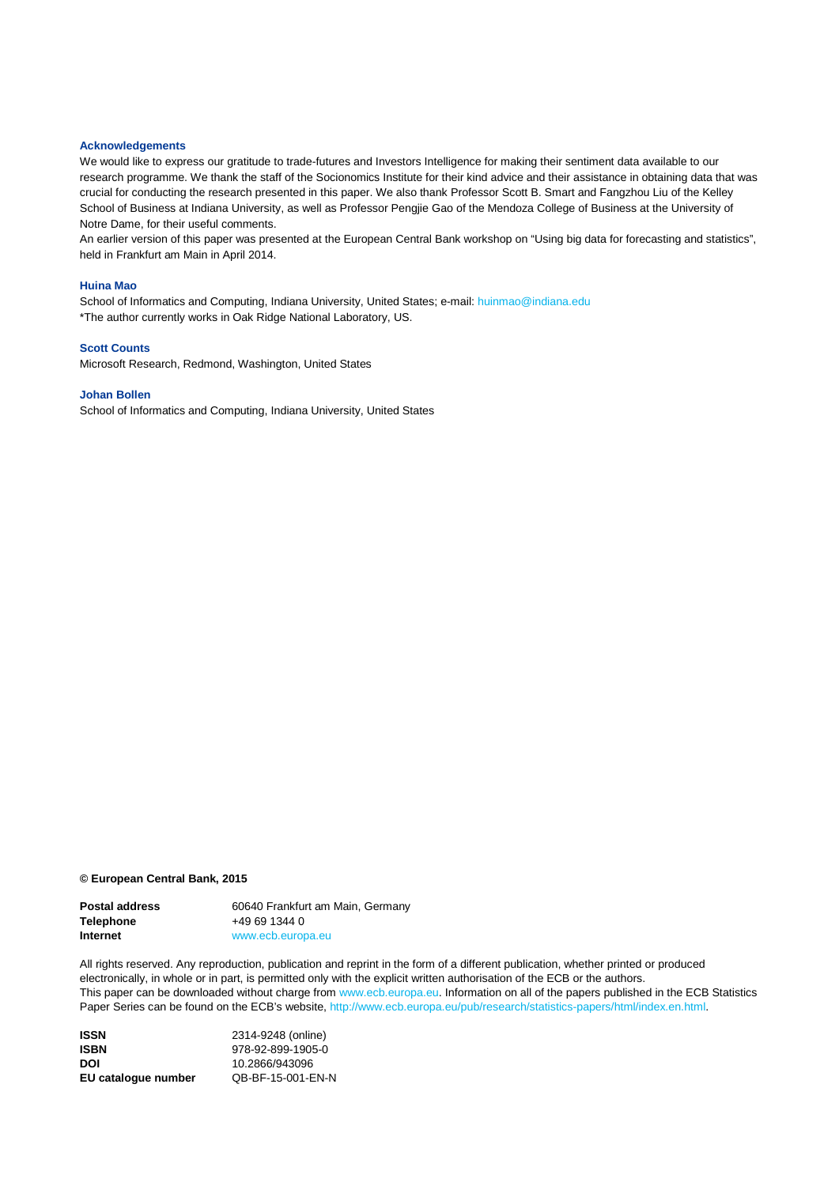**Acknowledgements**

We would like to express our gratitude to trade-futures and Investors Intelligence for making their sentiment data available to our research programme. We thank the staff of the Socionomics Institute for their kind advice and their assistance in obtaining data that was crucial for conducting the research presented in this paper. We also thank Professor Scott B. Smart and Fangzhou Liu of the Kelley School of Business at Indiana University, as well as Professor Pengjie Gao of the Mendoza College of Business at the University of Notre Dame, for their useful comments.

An earlier version of this paper was presented at the European Central Bank workshop on “Using big data for forecasting and statistics”, held in Frankfurt am Main in April 2014.

**Huina Mao**

School of Informatics and Computing, Indiana University, United States; e-mail: huinmao@indiana.edu

*The author currently works in Oak Ridge National Laboratory, US.

**Scott Counts**

Microsoft Research, Redmond, Washington, United States

**Johan Bollen**

School of Informatics and Computing, Indiana University, United States

**© European Central Bank, 2015**

| | |
|---|---|
| **Postal address** | 60640 Frankfurt am Main, Germany |
| **Telephone** | +49 69 1344 0 |
| **Internet** | www.ecb.europa.eu |

All rights reserved. Any reproduction, publication and reprint in the form of a different publication, whether printed or produced electronically, in whole or in part, is permitted only with the explicit written authorisation of the ECB or the authors.
This paper can be downloaded without charge from www.ecb.europa.eu. Information on all of the papers published in the ECB Statistics Paper Series can be found on the ECB's website, http://www.ecb.europa.eu/pub/research/statistics-papers/html/index.en.html.

| | |
|---|---|
| **ISSN** | 2314-9248 (online) |
| **ISBN** | 978-92-899-1905-0 |
| **DOI** | 10.2866/943096 |
| **EU catalogue number** | QB-BF-15-001-EN-N |